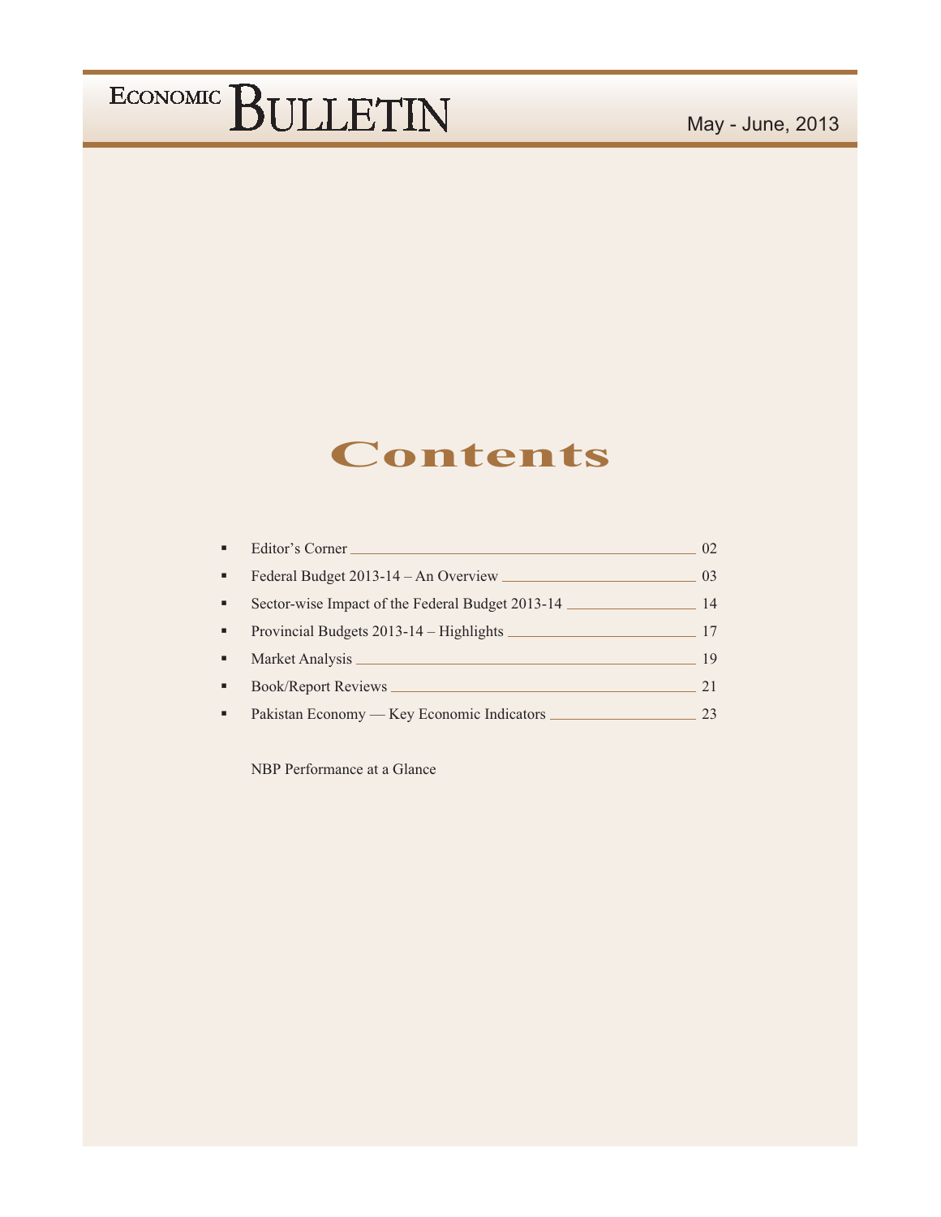# ECONOMIC BULLETIN

May - June, 2013

## Contents

- Editor's Corner ____ 02
- Federal Budget 2013-14 – An Overview ____ 03
- Sector-wise Impact of the Federal Budget 2013-14 ____ 14
- Provincial Budgets 2013-14 – Highlights ____ 17
- Market Analysis ____ 19
- Book/Report Reviews ____ 21
- Pakistan Economy — Key Economic Indicators ____ 23

NBP Performance at a Glance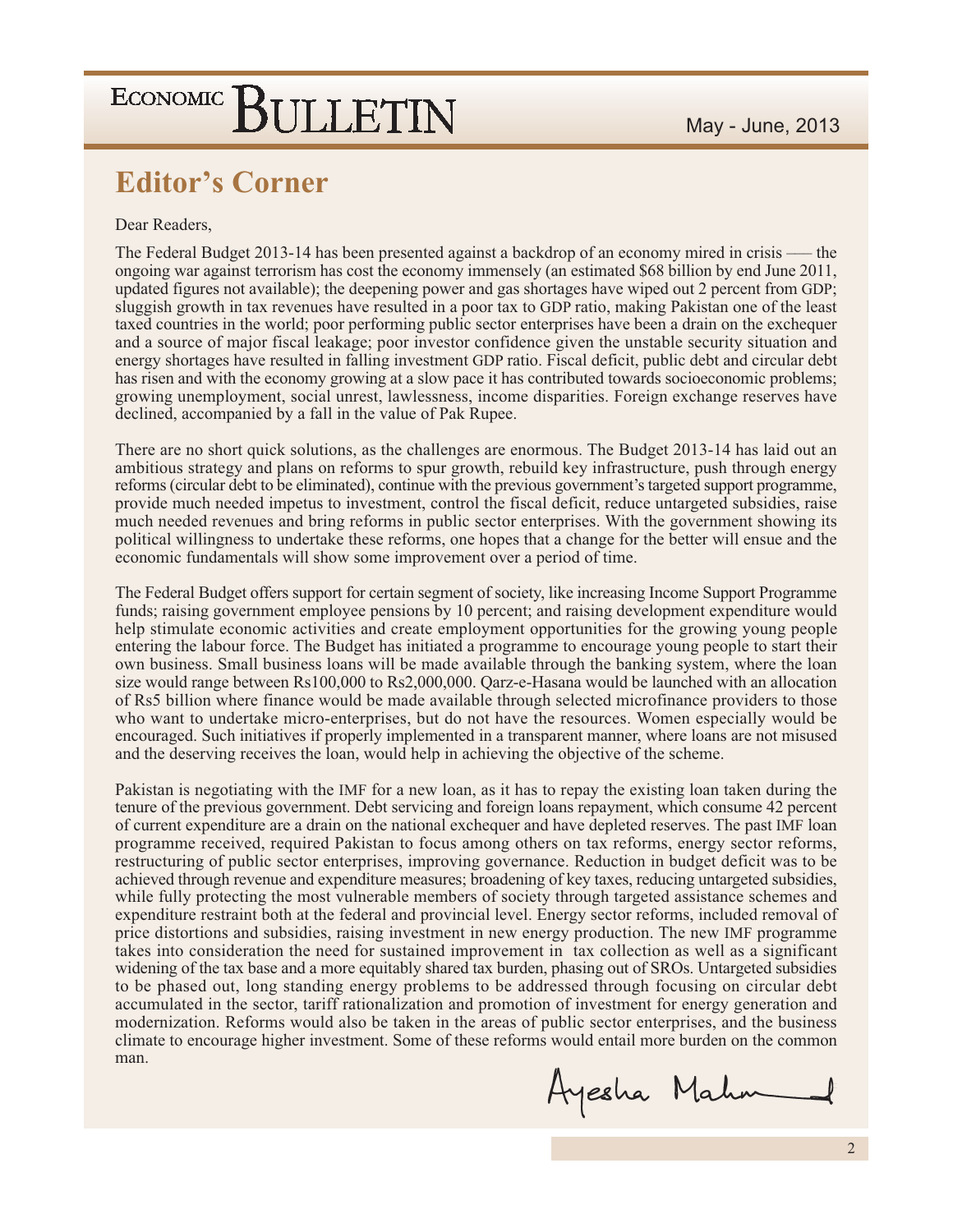## Editor's Corner

Dear Readers,

The Federal Budget 2013-14 has been presented against a backdrop of an economy mired in crisis —– the ongoing war against terrorism has cost the economy immensely (an estimated $68 billion by end June 2011, updated figures not available); the deepening power and gas shortages have wiped out 2 percent from GDP; sluggish growth in tax revenues have resulted in a poor tax to GDP ratio, making Pakistan one of the least taxed countries in the world; poor performing public sector enterprises have been a drain on the exchequer and a source of major fiscal leakage; poor investor confidence given the unstable security situation and energy shortages have resulted in falling investment GDP ratio. Fiscal deficit, public debt and circular debt has risen and with the economy growing at a slow pace it has contributed towards socioeconomic problems; growing unemployment, social unrest, lawlessness, income disparities. Foreign exchange reserves have declined, accompanied by a fall in the value of Pak Rupee.

There are no short quick solutions, as the challenges are enormous. The Budget 2013-14 has laid out an ambitious strategy and plans on reforms to spur growth, rebuild key infrastructure, push through energy reforms (circular debt to be eliminated), continue with the previous government's targeted support programme, provide much needed impetus to investment, control the fiscal deficit, reduce untargeted subsidies, raise much needed revenues and bring reforms in public sector enterprises. With the government showing its political willingness to undertake these reforms, one hopes that a change for the better will ensue and the economic fundamentals will show some improvement over a period of time.

The Federal Budget offers support for certain segment of society, like increasing Income Support Programme funds; raising government employee pensions by 10 percent; and raising development expenditure would help stimulate economic activities and create employment opportunities for the growing young people entering the labour force. The Budget has initiated a programme to encourage young people to start their own business. Small business loans will be made available through the banking system, where the loan size would range between Rs100,000 to Rs2,000,000. Qarz-e-Hasana would be launched with an allocation of Rs5 billion where finance would be made available through selected microfinance providers to those who want to undertake micro-enterprises, but do not have the resources. Women especially would be encouraged. Such initiatives if properly implemented in a transparent manner, where loans are not misused and the deserving receives the loan, would help in achieving the objective of the scheme.

Pakistan is negotiating with the IMF for a new loan, as it has to repay the existing loan taken during the tenure of the previous government. Debt servicing and foreign loans repayment, which consume 42 percent of current expenditure are a drain on the national exchequer and have depleted reserves. The past IMF loan programme received, required Pakistan to focus among others on tax reforms, energy sector reforms, restructuring of public sector enterprises, improving governance. Reduction in budget deficit was to be achieved through revenue and expenditure measures; broadening of key taxes, reducing untargeted subsidies, while fully protecting the most vulnerable members of society through targeted assistance schemes and expenditure restraint both at the federal and provincial level. Energy sector reforms, included removal of price distortions and subsidies, raising investment in new energy production. The new IMF programme takes into consideration the need for sustained improvement in tax collection as well as a significant widening of the tax base and a more equitably shared tax burden, phasing out of SROs. Untargeted subsidies to be phased out, long standing energy problems to be addressed through focusing on circular debt accumulated in the sector, tariff rationalization and promotion of investment for energy generation and modernization. Reforms would also be taken in the areas of public sector enterprises, and the business climate to encourage higher investment. Some of these reforms would entail more burden on the common man.

Ayesha Mahmood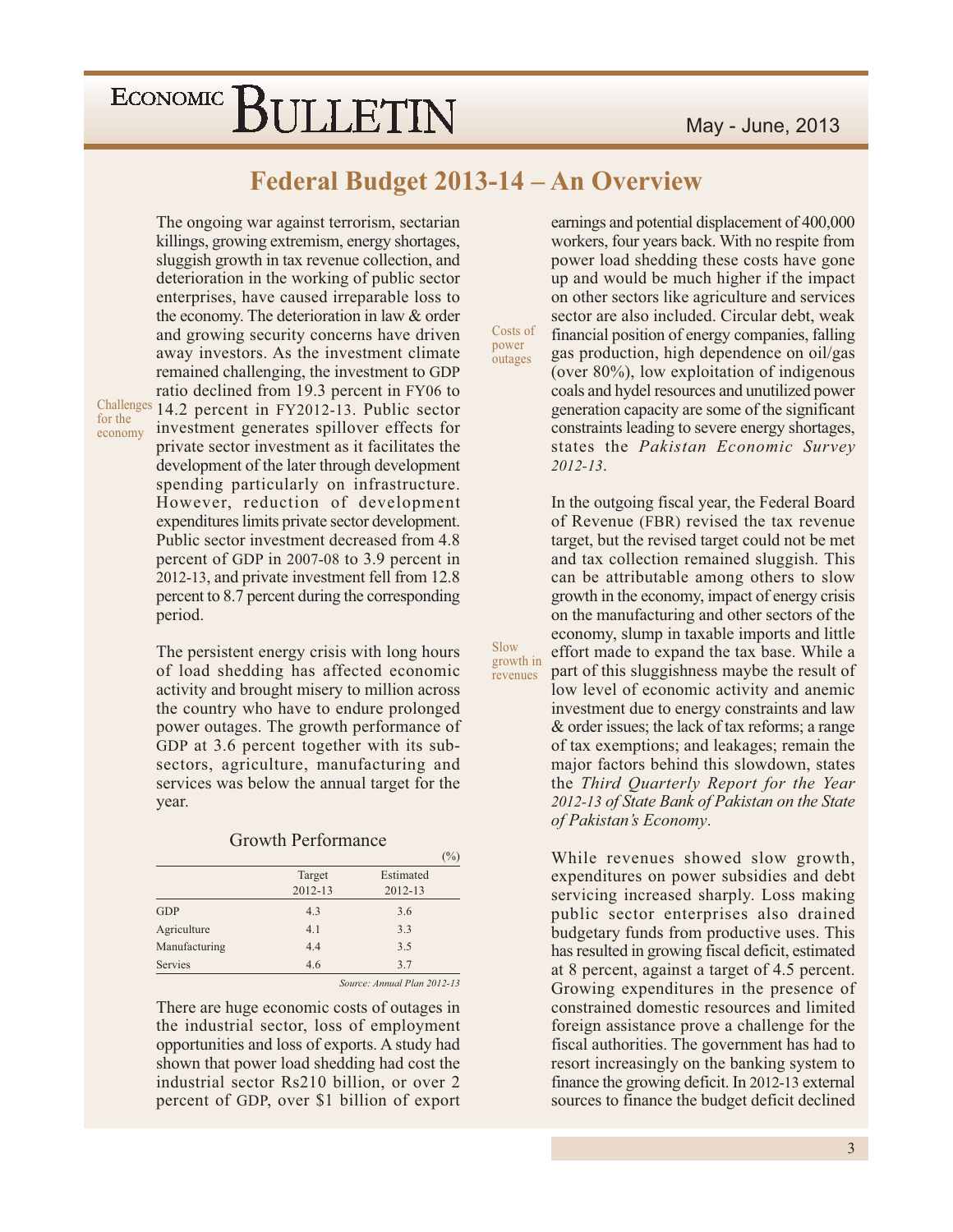# Federal Budget 2013-14 – An Overview

The ongoing war against terrorism, sectarian killings, growing extremism, energy shortages, sluggish growth in tax revenue collection, and deterioration in the working of public sector enterprises, have caused irreparable loss to the economy. The deterioration in law & order and growing security concerns have driven away investors. As the investment climate remained challenging, the investment to GDP ratio declined from 19.3 percent in FY06 to 14.2 percent in FY2012-13. Public sector investment generates spillover effects for private sector investment as it facilitates the development of the later through development spending particularly on infrastructure. However, reduction of development expenditures limits private sector development. Public sector investment decreased from 4.8 percent of GDP in 2007-08 to 3.9 percent in 2012-13, and private investment fell from 12.8 percent to 8.7 percent during the corresponding period.

*Challenges for the economy*

The persistent energy crisis with long hours of load shedding has affected economic activity and brought misery to million across the country who have to endure prolonged power outages. The growth performance of GDP at 3.6 percent together with its sub-sectors, agriculture, manufacturing and services was below the annual target for the year.

Growth Performance

(%)

| | Target 2012-13 | Estimated 2012-13 |
|---|---|---|
| GDP | 4.3 | 3.6 |
| Agriculture | 4.1 | 3.3 |
| Manufacturing | 4.4 | 3.5 |
| Servies | 4.6 | 3.7 |

*Source: Annual Plan 2012-13*

There are huge economic costs of outages in the industrial sector, loss of employment opportunities and loss of exports. A study had shown that power load shedding had cost the industrial sector Rs210 billion, or over 2 percent of GDP, over $1 billion of export earnings and potential displacement of 400,000 workers, four years back. With no respite from power load shedding these costs have gone up and would be much higher if the impact on other sectors like agriculture and services sector are also included. Circular debt, weak financial position of energy companies, falling gas production, high dependence on oil/gas (over 80%), low exploitation of indigenous coals and hydel resources and unutilized power generation capacity are some of the significant constraints leading to severe energy shortages, states the *Pakistan Economic Survey 2012-13*.

*Costs of power outages*

In the outgoing fiscal year, the Federal Board of Revenue (FBR) revised the tax revenue target, but the revised target could not be met and tax collection remained sluggish. This can be attributable among others to slow growth in the economy, impact of energy crisis on the manufacturing and other sectors of the economy, slump in taxable imports and little effort made to expand the tax base. While a part of this sluggishness maybe the result of low level of economic activity and anemic investment due to energy constraints and law & order issues; the lack of tax reforms; a range of tax exemptions; and leakages; remain the major factors behind this slowdown, states the *Third Quarterly Report for the Year 2012-13 of State Bank of Pakistan on the State of Pakistan's Economy*.

*Slow growth in revenues*

While revenues showed slow growth, expenditures on power subsidies and debt servicing increased sharply. Loss making public sector enterprises also drained budgetary funds from productive uses. This has resulted in growing fiscal deficit, estimated at 8 percent, against a target of 4.5 percent. Growing expenditures in the presence of constrained domestic resources and limited foreign assistance prove a challenge for the fiscal authorities. The government has had to resort increasingly on the banking system to finance the growing deficit. In 2012-13 external sources to finance the budget deficit declined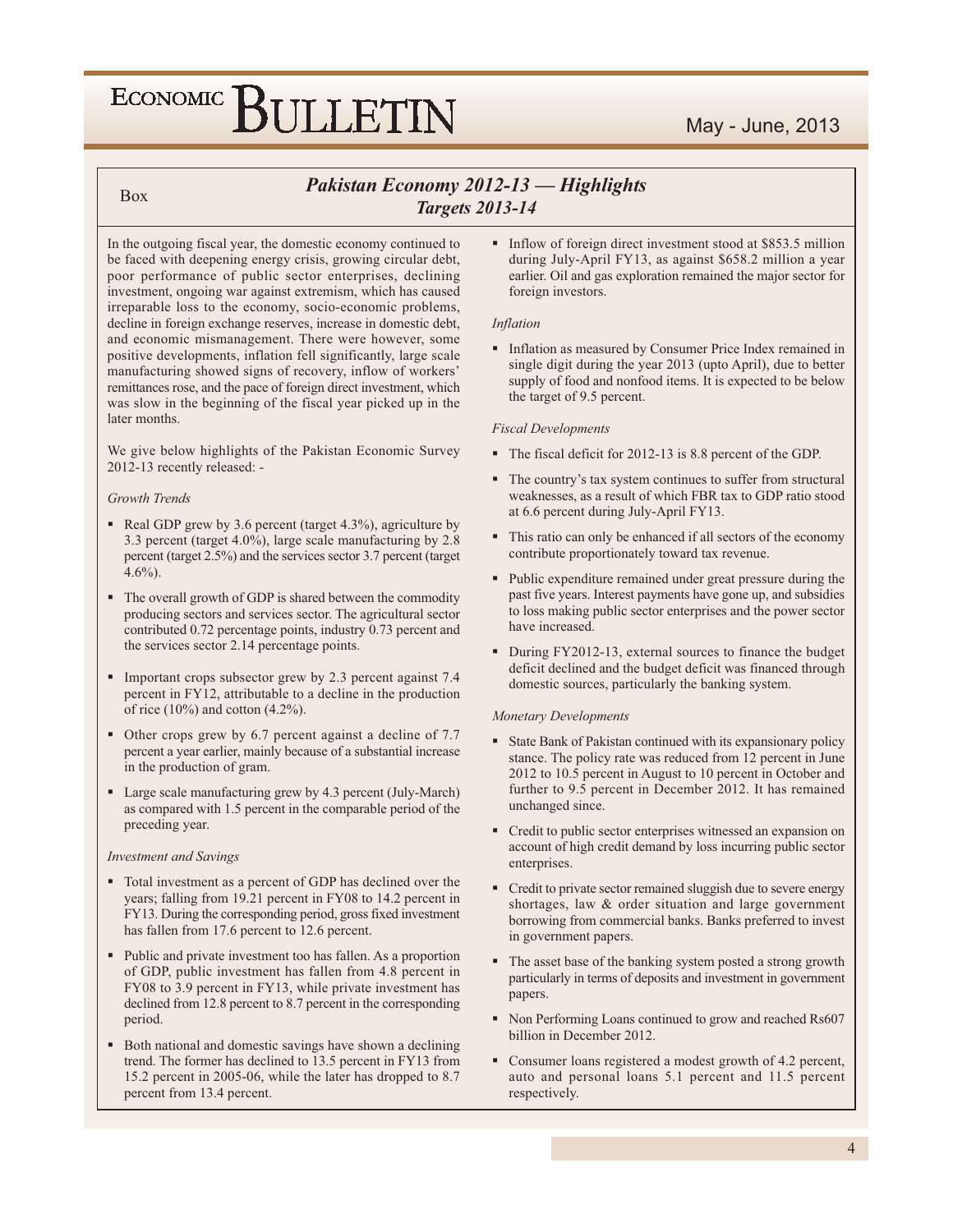Box

## *Pakistan Economy 2012-13 — Highlights*
## *Targets 2013-14*

In the outgoing fiscal year, the domestic economy continued to be faced with deepening energy crisis, growing circular debt, poor performance of public sector enterprises, declining investment, ongoing war against extremism, which has caused irreparable loss to the economy, socio-economic problems, decline in foreign exchange reserves, increase in domestic debt, and economic mismanagement. There were however, some positive developments, inflation fell significantly, large scale manufacturing showed signs of recovery, inflow of workers' remittances rose, and the pace of foreign direct investment, which was slow in the beginning of the fiscal year picked up in the later months.

We give below highlights of the Pakistan Economic Survey 2012-13 recently released: -

*Growth Trends*

- Real GDP grew by 3.6 percent (target 4.3%), agriculture by 3.3 percent (target 4.0%), large scale manufacturing by 2.8 percent (target 2.5%) and the services sector 3.7 percent (target 4.6%).
- The overall growth of GDP is shared between the commodity producing sectors and services sector. The agricultural sector contributed 0.72 percentage points, industry 0.73 percent and the services sector 2.14 percentage points.
- Important crops subsector grew by 2.3 percent against 7.4 percent in FY12, attributable to a decline in the production of rice (10%) and cotton (4.2%).
- Other crops grew by 6.7 percent against a decline of 7.7 percent a year earlier, mainly because of a substantial increase in the production of gram.
- Large scale manufacturing grew by 4.3 percent (July-March) as compared with 1.5 percent in the comparable period of the preceding year.

*Investment and Savings*

- Total investment as a percent of GDP has declined over the years; falling from 19.21 percent in FY08 to 14.2 percent in FY13. During the corresponding period, gross fixed investment has fallen from 17.6 percent to 12.6 percent.
- Public and private investment too has fallen. As a proportion of GDP, public investment has fallen from 4.8 percent in FY08 to 3.9 percent in FY13, while private investment has declined from 12.8 percent to 8.7 percent in the corresponding period.
- Both national and domestic savings have shown a declining trend. The former has declined to 13.5 percent in FY13 from 15.2 percent in 2005-06, while the later has dropped to 8.7 percent from 13.4 percent.
- Inflow of foreign direct investment stood at $853.5 million during July-April FY13, as against $658.2 million a year earlier. Oil and gas exploration remained the major sector for foreign investors.

*Inflation*

- Inflation as measured by Consumer Price Index remained in single digit during the year 2013 (upto April), due to better supply of food and nonfood items. It is expected to be below the target of 9.5 percent.

*Fiscal Developments*

- The fiscal deficit for 2012-13 is 8.8 percent of the GDP.
- The country's tax system continues to suffer from structural weaknesses, as a result of which FBR tax to GDP ratio stood at 6.6 percent during July-April FY13.
- This ratio can only be enhanced if all sectors of the economy contribute proportionately toward tax revenue.
- Public expenditure remained under great pressure during the past five years. Interest payments have gone up, and subsidies to loss making public sector enterprises and the power sector have increased.
- During FY2012-13, external sources to finance the budget deficit declined and the budget deficit was financed through domestic sources, particularly the banking system.

*Monetary Developments*

- State Bank of Pakistan continued with its expansionary policy stance. The policy rate was reduced from 12 percent in June 2012 to 10.5 percent in August to 10 percent in October and further to 9.5 percent in December 2012. It has remained unchanged since.
- Credit to public sector enterprises witnessed an expansion on account of high credit demand by loss incurring public sector enterprises.
- Credit to private sector remained sluggish due to severe energy shortages, law & order situation and large government borrowing from commercial banks. Banks preferred to invest in government papers.
- The asset base of the banking system posted a strong growth particularly in terms of deposits and investment in government papers.
- Non Performing Loans continued to grow and reached Rs607 billion in December 2012.
- Consumer loans registered a modest growth of 4.2 percent, auto and personal loans 5.1 percent and 11.5 percent respectively.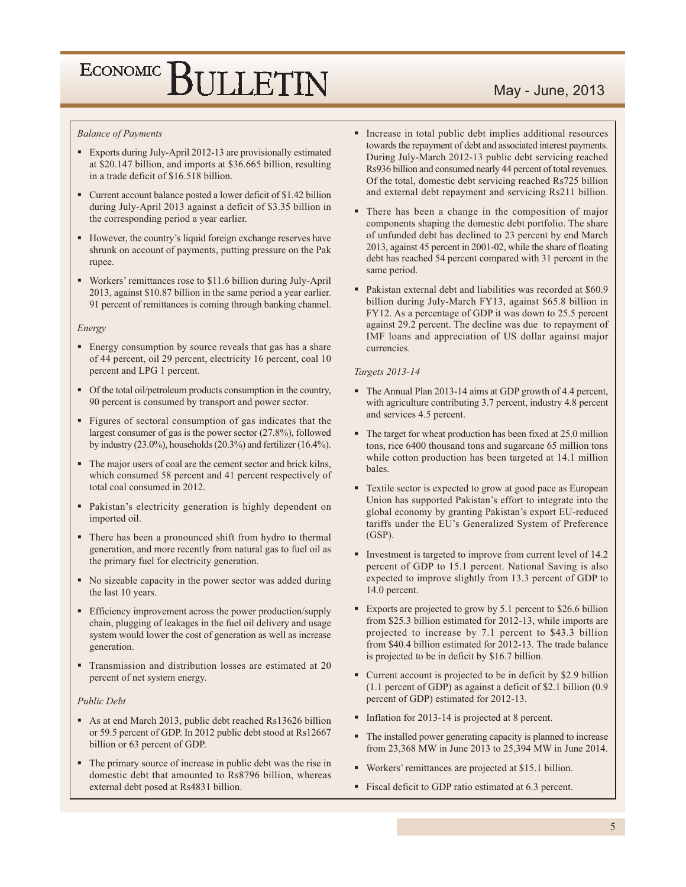*Balance of Payments*

- Exports during July-April 2012-13 are provisionally estimated at $20.147 billion, and imports at $36.665 billion, resulting in a trade deficit of $16.518 billion.
- Current account balance posted a lower deficit of $1.42 billion during July-April 2013 against a deficit of $3.35 billion in the corresponding period a year earlier.
- However, the country's liquid foreign exchange reserves have shrunk on account of payments, putting pressure on the Pak rupee.
- Workers' remittances rose to $11.6 billion during July-April 2013, against $10.87 billion in the same period a year earlier. 91 percent of remittances is coming through banking channel.

*Energy*

- Energy consumption by source reveals that gas has a share of 44 percent, oil 29 percent, electricity 16 percent, coal 10 percent and LPG 1 percent.
- Of the total oil/petroleum products consumption in the country, 90 percent is consumed by transport and power sector.
- Figures of sectoral consumption of gas indicates that the largest consumer of gas is the power sector (27.8%), followed by industry (23.0%), households (20.3%) and fertilizer (16.4%).
- The major users of coal are the cement sector and brick kilns, which consumed 58 percent and 41 percent respectively of total coal consumed in 2012.
- Pakistan's electricity generation is highly dependent on imported oil.
- There has been a pronounced shift from hydro to thermal generation, and more recently from natural gas to fuel oil as the primary fuel for electricity generation.
- No sizeable capacity in the power sector was added during the last 10 years.
- Efficiency improvement across the power production/supply chain, plugging of leakages in the fuel oil delivery and usage system would lower the cost of generation as well as increase generation.
- Transmission and distribution losses are estimated at 20 percent of net system energy.

*Public Debt*

- As at end March 2013, public debt reached Rs13626 billion or 59.5 percent of GDP. In 2012 public debt stood at Rs12667 billion or 63 percent of GDP.
- The primary source of increase in public debt was the rise in domestic debt that amounted to Rs8796 billion, whereas external debt posed at Rs4831 billion.
- Increase in total public debt implies additional resources towards the repayment of debt and associated interest payments. During July-March 2012-13 public debt servicing reached Rs936 billion and consumed nearly 44 percent of total revenues. Of the total, domestic debt servicing reached Rs725 billion and external debt repayment and servicing Rs211 billion.
- There has been a change in the composition of major components shaping the domestic debt portfolio. The share of unfunded debt has declined to 23 percent by end March 2013, against 45 percent in 2001-02, while the share of floating debt has reached 54 percent compared with 31 percent in the same period.
- Pakistan external debt and liabilities was recorded at $60.9 billion during July-March FY13, against $65.8 billion in FY12. As a percentage of GDP it was down to 25.5 percent against 29.2 percent. The decline was due to repayment of IMF loans and appreciation of US dollar against major currencies.

*Targets 2013-14*

- The Annual Plan 2013-14 aims at GDP growth of 4.4 percent, with agriculture contributing 3.7 percent, industry 4.8 percent and services 4.5 percent.
- The target for wheat production has been fixed at 25.0 million tons, rice 6400 thousand tons and sugarcane 65 million tons while cotton production has been targeted at 14.1 million bales.
- Textile sector is expected to grow at good pace as European Union has supported Pakistan's effort to integrate into the global economy by granting Pakistan's export EU-reduced tariffs under the EU's Generalized System of Preference (GSP).
- Investment is targeted to improve from current level of 14.2 percent of GDP to 15.1 percent. National Saving is also expected to improve slightly from 13.3 percent of GDP to 14.0 percent.
- Exports are projected to grow by 5.1 percent to $26.6 billion from $25.3 billion estimated for 2012-13, while imports are projected to increase by 7.1 percent to $43.3 billion from $40.4 billion estimated for 2012-13. The trade balance is projected to be in deficit by $16.7 billion.
- Current account is projected to be in deficit by $2.9 billion (1.1 percent of GDP) as against a deficit of $2.1 billion (0.9 percent of GDP) estimated for 2012-13.
- Inflation for 2013-14 is projected at 8 percent.
- The installed power generating capacity is planned to increase from 23,368 MW in June 2013 to 25,394 MW in June 2014.
- Workers' remittances are projected at $15.1 billion.
- Fiscal deficit to GDP ratio estimated at 6.3 percent.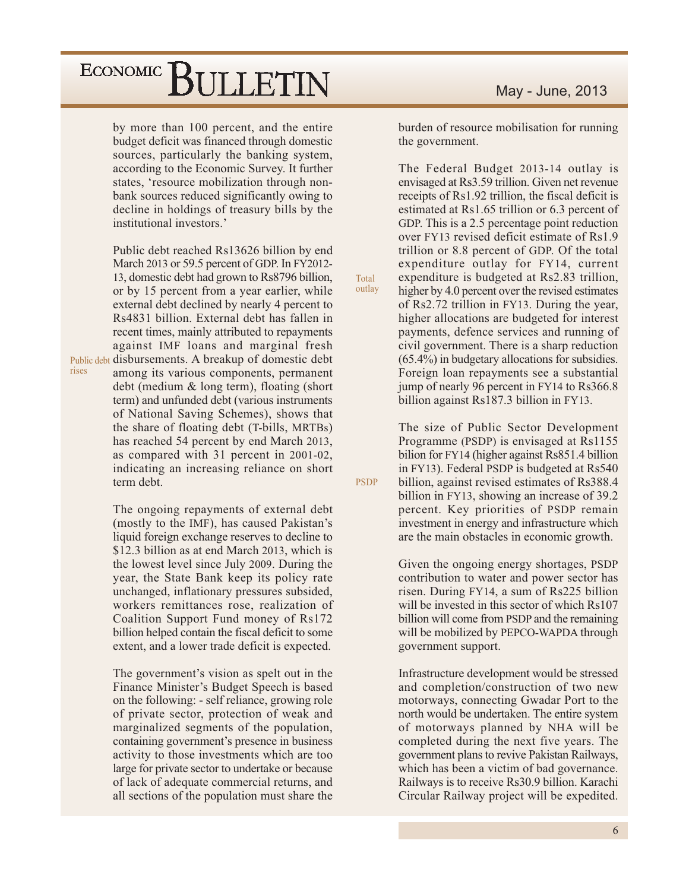by more than 100 percent, and the entire budget deficit was financed through domestic sources, particularly the banking system, according to the Economic Survey. It further states, 'resource mobilization through non-bank sources reduced significantly owing to decline in holdings of treasury bills by the institutional investors.'

Public debt rises

Public debt reached Rs13626 billion by end March 2013 or 59.5 percent of GDP. In FY2012-13, domestic debt had grown to Rs8796 billion, or by 15 percent from a year earlier, while external debt declined by nearly 4 percent to Rs4831 billion. External debt has fallen in recent times, mainly attributed to repayments against IMF loans and marginal fresh disbursements. A breakup of domestic debt among its various components, permanent debt (medium & long term), floating (short term) and unfunded debt (various instruments of National Saving Schemes), shows that the share of floating debt (T-bills, MRTBs) has reached 54 percent by end March 2013, as compared with 31 percent in 2001-02, indicating an increasing reliance on short term debt.

The ongoing repayments of external debt (mostly to the IMF), has caused Pakistan's liquid foreign exchange reserves to decline to $12.3 billion as at end March 2013, which is the lowest level since July 2009. During the year, the State Bank keep its policy rate unchanged, inflationary pressures subsided, workers remittances rose, realization of Coalition Support Fund money of Rs172 billion helped contain the fiscal deficit to some extent, and a lower trade deficit is expected.

The government's vision as spelt out in the Finance Minister's Budget Speech is based on the following: - self reliance, growing role of private sector, protection of weak and marginalized segments of the population, containing government's presence in business activity to those investments which are too large for private sector to undertake or because of lack of adequate commercial returns, and all sections of the population must share the burden of resource mobilisation for running the government.

Total outlay

The Federal Budget 2013-14 outlay is envisaged at Rs3.59 trillion. Given net revenue receipts of Rs1.92 trillion, the fiscal deficit is estimated at Rs1.65 trillion or 6.3 percent of GDP. This is a 2.5 percentage point reduction over FY13 revised deficit estimate of Rs1.9 trillion or 8.8 percent of GDP. Of the total expenditure outlay for FY14, current expenditure is budgeted at Rs2.83 trillion, higher by 4.0 percent over the revised estimates of Rs2.72 trillion in FY13. During the year, higher allocations are budgeted for interest payments, defence services and running of civil government. There is a sharp reduction (65.4%) in budgetary allocations for subsidies. Foreign loan repayments see a substantial jump of nearly 96 percent in FY14 to Rs366.8 billion against Rs187.3 billion in FY13.

PSDP

The size of Public Sector Development Programme (PSDP) is envisaged at Rs1155 bilion for FY14 (higher against Rs851.4 billion in FY13). Federal PSDP is budgeted at Rs540 billion, against revised estimates of Rs388.4 billion in FY13, showing an increase of 39.2 percent. Key priorities of PSDP remain investment in energy and infrastructure which are the main obstacles in economic growth.

Given the ongoing energy shortages, PSDP contribution to water and power sector has risen. During FY14, a sum of Rs225 billion will be invested in this sector of which Rs107 billion will come from PSDP and the remaining will be mobilized by PEPCO-WAPDA through government support.

Infrastructure development would be stressed and completion/construction of two new motorways, connecting Gwadar Port to the north would be undertaken. The entire system of motorways planned by NHA will be completed during the next five years. The government plans to revive Pakistan Railways, which has been a victim of bad governance. Railways is to receive Rs30.9 billion. Karachi Circular Railway project will be expedited.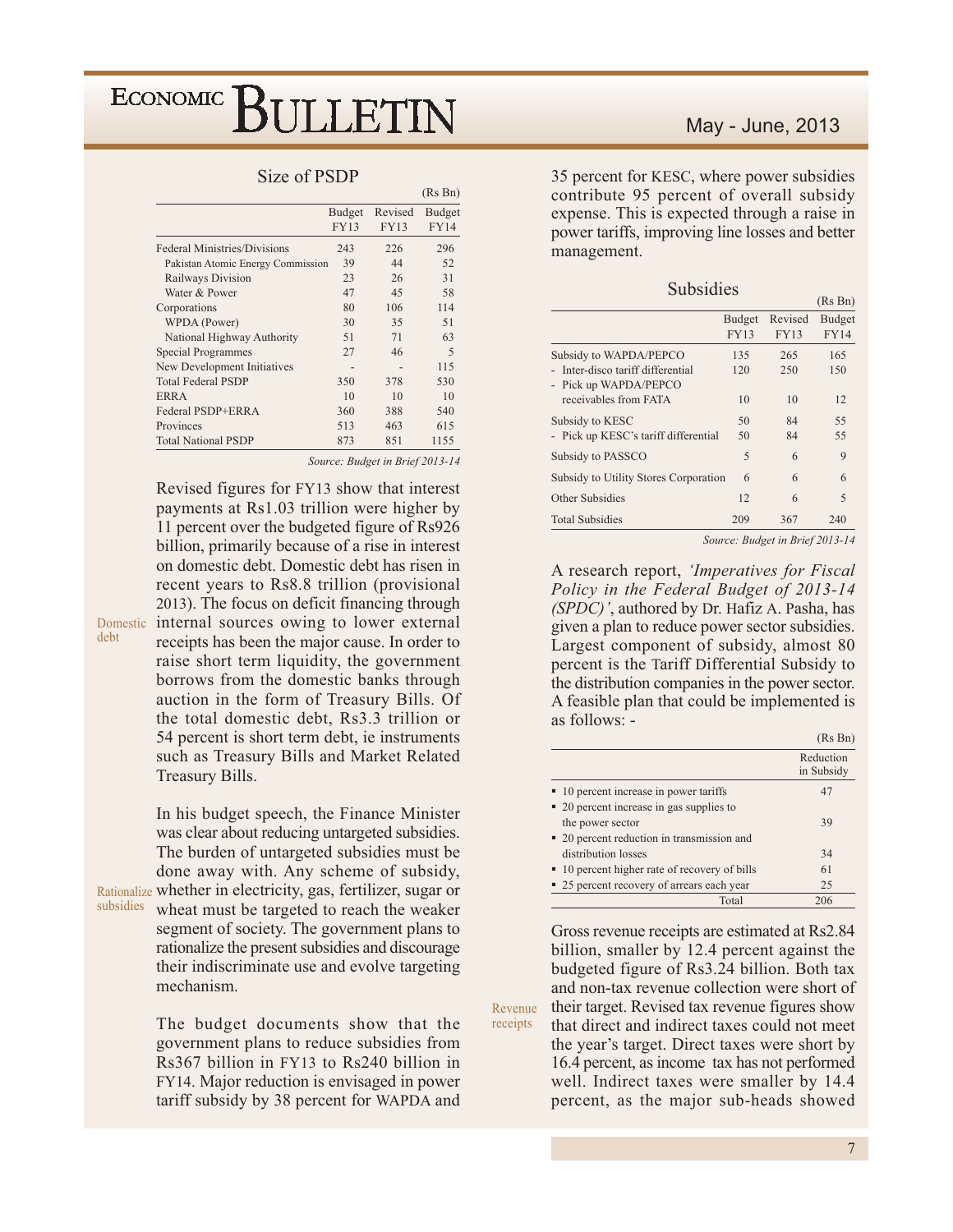### Size of PSDP

(Rs Bn)

| | Budget FY13 | Revised FY13 | Budget FY14 |
|---|---|---|---|
| Federal Ministries/Divisions | 243 | 226 | 296 |
| Pakistan Atomic Energy Commission | 39 | 44 | 52 |
| Railways Division | 23 | 26 | 31 |
| Water & Power | 47 | 45 | 58 |
| Corporations | 80 | 106 | 114 |
| WPDA (Power) | 30 | 35 | 51 |
| National Highway Authority | 51 | 71 | 63 |
| Special Programmes | 27 | 46 | 5 |
| New Development Initiatives | - | - | 115 |
| Total Federal PSDP | 350 | 378 | 530 |
| ERRA | 10 | 10 | 10 |
| Federal PSDP+ERRA | 360 | 388 | 540 |
| Provinces | 513 | 463 | 615 |
| Total National PSDP | 873 | 851 | 1155 |

*Source: Budget in Brief 2013-14*

**Domestic debt**

Revised figures for FY13 show that interest payments at Rs1.03 trillion were higher by 11 percent over the budgeted figure of Rs926 billion, primarily because of a rise in interest on domestic debt. Domestic debt has risen in recent years to Rs8.8 trillion (provisional 2013). The focus on deficit financing through internal sources owing to lower external receipts has been the major cause. In order to raise short term liquidity, the government borrows from the domestic banks through auction in the form of Treasury Bills. Of the total domestic debt, Rs3.3 trillion or 54 percent is short term debt, ie instruments such as Treasury Bills and Market Related Treasury Bills.

**Rationalize subsidies**

In his budget speech, the Finance Minister was clear about reducing untargeted subsidies. The burden of untargeted subsidies must be done away with. Any scheme of subsidy, whether in electricity, gas, fertilizer, sugar or wheat must be targeted to reach the weaker segment of society. The government plans to rationalize the present subsidies and discourage their indiscriminate use and evolve targeting mechanism.

The budget documents show that the government plans to reduce subsidies from Rs367 billion in FY13 to Rs240 billion in FY14. Major reduction is envisaged in power tariff subsidy by 38 percent for WAPDA and 35 percent for KESC, where power subsidies contribute 95 percent of overall subsidy expense. This is expected through a raise in power tariffs, improving line losses and better management.

### Subsidies

(Rs Bn)

| | Budget FY13 | Revised FY13 | Budget FY14 |
|---|---|---|---|
| Subsidy to WAPDA/PEPCO | 135 | 265 | 165 |
| - Inter-disco tariff differential | 120 | 250 | 150 |
| - Pick up WAPDA/PEPCO receivables from FATA | 10 | 10 | 12 |
| Subsidy to KESC | 50 | 84 | 55 |
| - Pick up KESC's tariff differential | 50 | 84 | 55 |
| Subsidy to PASSCO | 5 | 6 | 9 |
| Subsidy to Utility Stores Corporation | 6 | 6 | 6 |
| Other Subsidies | 12 | 6 | 5 |
| Total Subsidies | 209 | 367 | 240 |

*Source: Budget in Brief 2013-14*

A research report, *'Imperatives for Fiscal Policy in the Federal Budget of 2013-14 (SPDC)'*, authored by Dr. Hafiz A. Pasha, has given a plan to reduce power sector subsidies. Largest component of subsidy, almost 80 percent is the Tariff Differential Subsidy to the distribution companies in the power sector. A feasible plan that could be implemented is as follows: -

(Rs Bn)

| | Reduction in Subsidy |
|---|---|
| ▪ 10 percent increase in power tariffs | 47 |
| ▪ 20 percent increase in gas supplies to the power sector | 39 |
| ▪ 20 percent reduction in transmission and distribution losses | 34 |
| ▪ 10 percent higher rate of recovery of bills | 61 |
| ▪ 25 percent recovery of arrears each year | 25 |
| Total | 206 |

**Revenue receipts**

Gross revenue receipts are estimated at Rs2.84 billion, smaller by 12.4 percent against the budgeted figure of Rs3.24 billion. Both tax and non-tax revenue collection were short of their target. Revised tax revenue figures show that direct and indirect taxes could not meet the year's target. Direct taxes were short by 16.4 percent, as income tax has not performed well. Indirect taxes were smaller by 14.4 percent, as the major sub-heads showed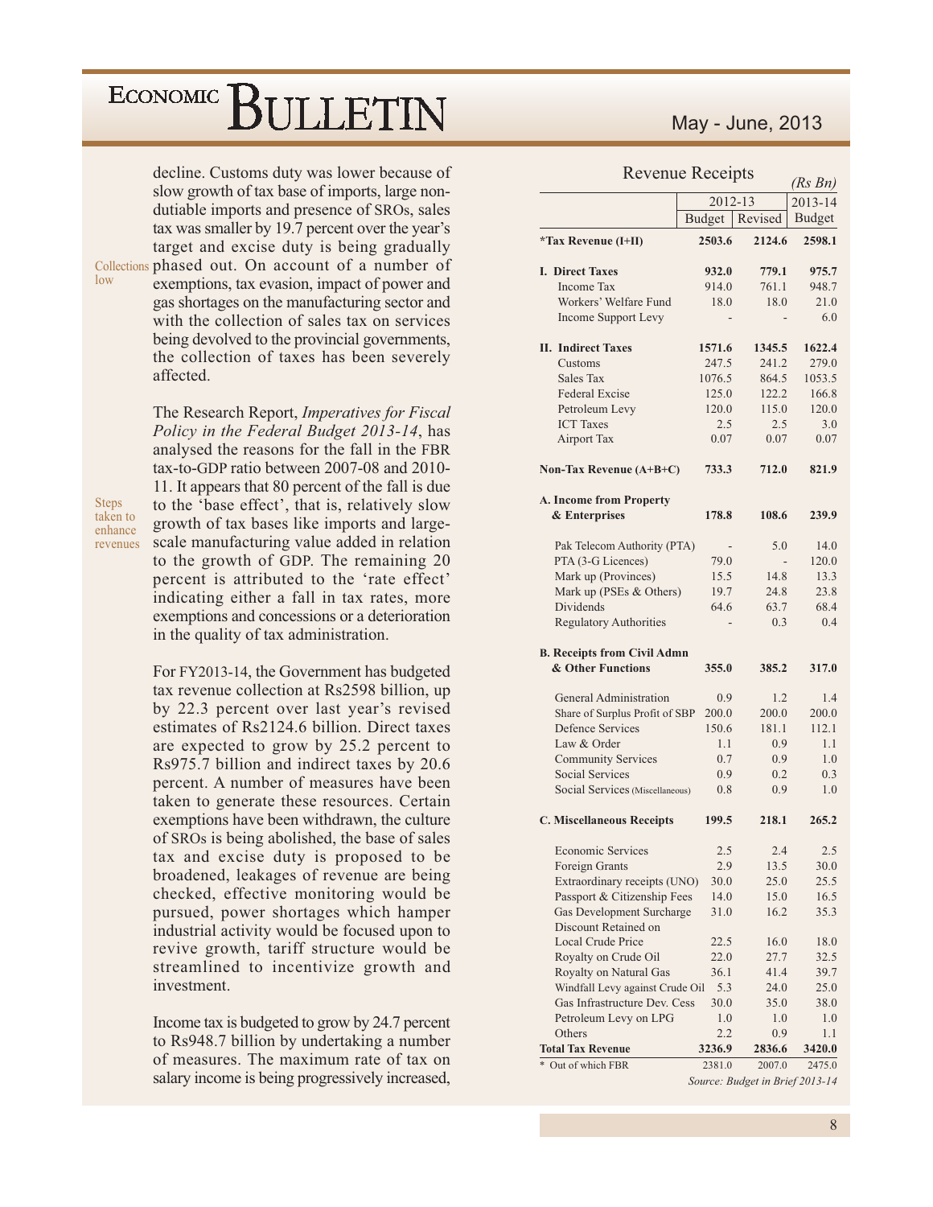decline. Customs duty was lower because of slow growth of tax base of imports, large non-dutiable imports and presence of SROs, sales tax was smaller by 19.7 percent over the year's target and excise duty is being gradually phased out. On account of a number of exemptions, tax evasion, impact of power and gas shortages on the manufacturing sector and with the collection of sales tax on services being devolved to the provincial governments, the collection of taxes has been severely affected.

Collections low

The Research Report, *Imperatives for Fiscal Policy in the Federal Budget 2013-14*, has analysed the reasons for the fall in the FBR tax-to-GDP ratio between 2007-08 and 2010-11. It appears that 80 percent of the fall is due to the 'base effect', that is, relatively slow growth of tax bases like imports and large-scale manufacturing value added in relation to the growth of GDP. The remaining 20 percent is attributed to the 'rate effect' indicating either a fall in tax rates, more exemptions and concessions or a deterioration in the quality of tax administration.

Steps taken to enhance revenues

For FY2013-14, the Government has budgeted tax revenue collection at Rs2598 billion, up by 22.3 percent over last year's revised estimates of Rs2124.6 billion. Direct taxes are expected to grow by 25.2 percent to Rs975.7 billion and indirect taxes by 20.6 percent. A number of measures have been taken to generate these resources. Certain exemptions have been withdrawn, the culture of SROs is being abolished, the base of sales tax and excise duty is proposed to be broadened, leakages of revenue are being checked, effective monitoring would be pursued, power shortages which hamper industrial activity would be focused upon to revive growth, tariff structure would be streamlined to incentivize growth and investment.

Income tax is budgeted to grow by 24.7 percent to Rs948.7 billion by undertaking a number of measures. The maximum rate of tax on salary income is being progressively increased,

**Revenue Receipts** *(Rs Bn)*

| | 2012-13 | | 2013-14 |
|---|---|---|---|
| | Budget | Revised | Budget |
| ***Tax Revenue (I+II)** | **2503.6** | **2124.6** | **2598.1** |
| **I. Direct Taxes** | **932.0** | **779.1** | **975.7** |
| Income Tax | 914.0 | 761.1 | 948.7 |
| Workers' Welfare Fund | 18.0 | 18.0 | 21.0 |
| Income Support Levy | - | - | 6.0 |
| **II. Indirect Taxes** | **1571.6** | **1345.5** | **1622.4** |
| Customs | 247.5 | 241.2 | 279.0 |
| Sales Tax | 1076.5 | 864.5 | 1053.5 |
| Federal Excise | 125.0 | 122.2 | 166.8 |
| Petroleum Levy | 120.0 | 115.0 | 120.0 |
| ICT Taxes | 2.5 | 2.5 | 3.0 |
| Airport Tax | 0.07 | 0.07 | 0.07 |
| **Non-Tax Revenue (A+B+C)** | **733.3** | **712.0** | **821.9** |
| **A. Income from Property & Enterprises** | **178.8** | **108.6** | **239.9** |
| Pak Telecom Authority (PTA) | - | 5.0 | 14.0 |
| PTA (3-G Licences) | 79.0 | - | 120.0 |
| Mark up (Provinces) | 15.5 | 14.8 | 13.3 |
| Mark up (PSEs & Others) | 19.7 | 24.8 | 23.8 |
| Dividends | 64.6 | 63.7 | 68.4 |
| Regulatory Authorities | - | 0.3 | 0.4 |
| **B. Receipts from Civil Admn & Other Functions** | **355.0** | **385.2** | **317.0** |
| General Administration | 0.9 | 1.2 | 1.4 |
| Share of Surplus Profit of SBP | 200.0 | 200.0 | 200.0 |
| Defence Services | 150.6 | 181.1 | 112.1 |
| Law & Order | 1.1 | 0.9 | 1.1 |
| Community Services | 0.7 | 0.9 | 1.0 |
| Social Services | 0.9 | 0.2 | 0.3 |
| Social Services (Miscellaneous) | 0.8 | 0.9 | 1.0 |
| **C. Miscellaneous Receipts** | **199.5** | **218.1** | **265.2** |
| Economic Services | 2.5 | 2.4 | 2.5 |
| Foreign Grants | 2.9 | 13.5 | 30.0 |
| Extraordinary receipts (UNO) | 30.0 | 25.0 | 25.5 |
| Passport & Citizenship Fees | 14.0 | 15.0 | 16.5 |
| Gas Development Surcharge | 31.0 | 16.2 | 35.3 |
| Discount Retained on Local Crude Price | 22.5 | 16.0 | 18.0 |
| Royalty on Crude Oil | 22.0 | 27.7 | 32.5 |
| Royalty on Natural Gas | 36.1 | 41.4 | 39.7 |
| Windfall Levy against Crude Oil | 5.3 | 24.0 | 25.0 |
| Gas Infrastructure Dev. Cess | 30.0 | 35.0 | 38.0 |
| Petroleum Levy on LPG | 1.0 | 1.0 | 1.0 |
| Others | 2.2 | 0.9 | 1.1 |
| **Total Tax Revenue** | **3236.9** | **2836.6** | **3420.0** |
| * Out of which FBR | 2381.0 | 2007.0 | 2475.0 |

*Source: Budget in Brief 2013-14*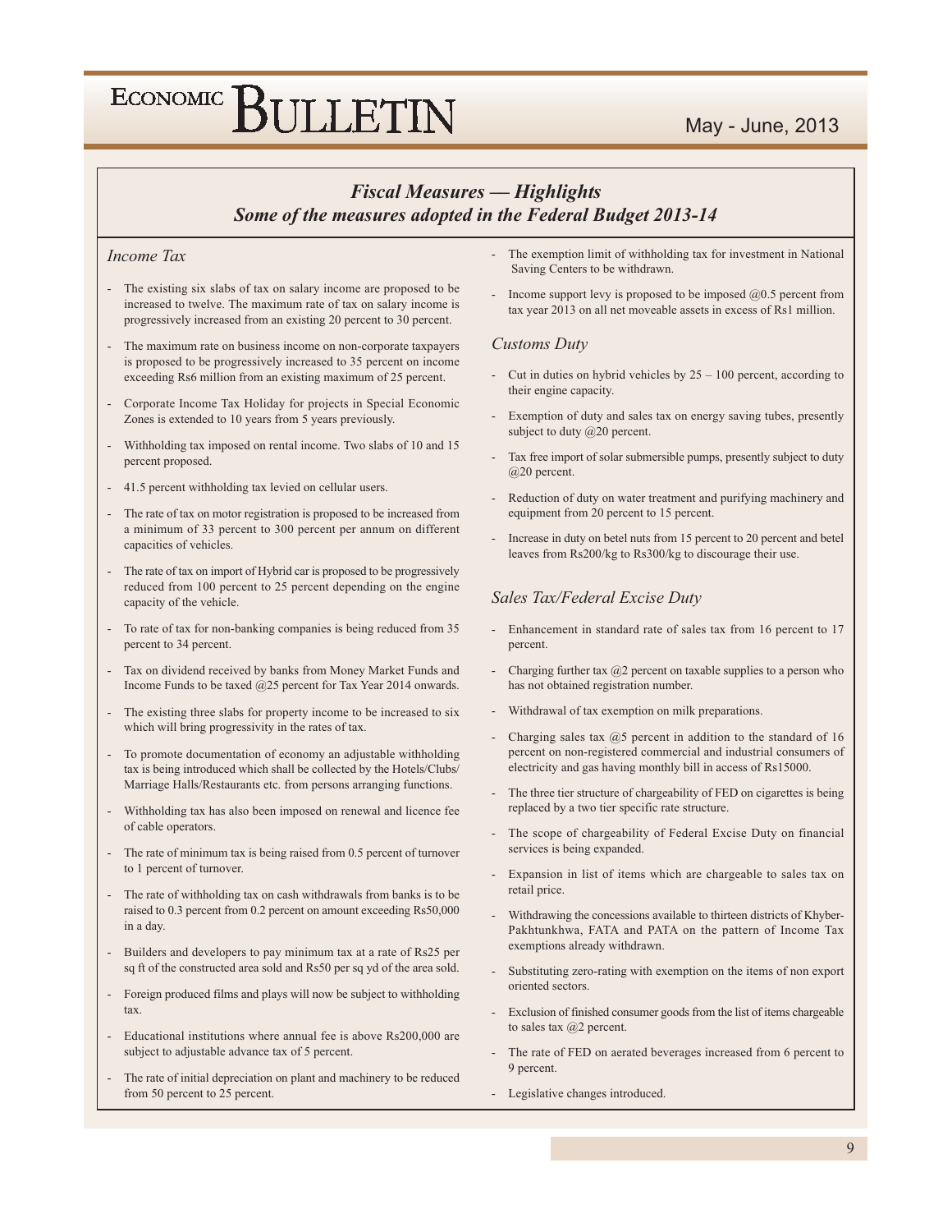## *Fiscal Measures — Highlights*
## *Some of the measures adopted in the Federal Budget 2013-14*

### *Income Tax*

- The existing six slabs of tax on salary income are proposed to be increased to twelve. The maximum rate of tax on salary income is progressively increased from an existing 20 percent to 30 percent.
- The maximum rate on business income on non-corporate taxpayers is proposed to be progressively increased to 35 percent on income exceeding Rs6 million from an existing maximum of 25 percent.
- Corporate Income Tax Holiday for projects in Special Economic Zones is extended to 10 years from 5 years previously.
- Withholding tax imposed on rental income. Two slabs of 10 and 15 percent proposed.
- 41.5 percent withholding tax levied on cellular users.
- The rate of tax on motor registration is proposed to be increased from a minimum of 33 percent to 300 percent per annum on different capacities of vehicles.
- The rate of tax on import of Hybrid car is proposed to be progressively reduced from 100 percent to 25 percent depending on the engine capacity of the vehicle.
- To rate of tax for non-banking companies is being reduced from 35 percent to 34 percent.
- Tax on dividend received by banks from Money Market Funds and Income Funds to be taxed @25 percent for Tax Year 2014 onwards.
- The existing three slabs for property income to be increased to six which will bring progressivity in the rates of tax.
- To promote documentation of economy an adjustable withholding tax is being introduced which shall be collected by the Hotels/Clubs/ Marriage Halls/Restaurants etc. from persons arranging functions.
- Withholding tax has also been imposed on renewal and licence fee of cable operators.
- The rate of minimum tax is being raised from 0.5 percent of turnover to 1 percent of turnover.
- The rate of withholding tax on cash withdrawals from banks is to be raised to 0.3 percent from 0.2 percent on amount exceeding Rs50,000 in a day.
- Builders and developers to pay minimum tax at a rate of Rs25 per sq ft of the constructed area sold and Rs50 per sq yd of the area sold.
- Foreign produced films and plays will now be subject to withholding tax.
- Educational institutions where annual fee is above Rs200,000 are subject to adjustable advance tax of 5 percent.
- The rate of initial depreciation on plant and machinery to be reduced from 50 percent to 25 percent.
- The exemption limit of withholding tax for investment in National Saving Centers to be withdrawn.
- Income support levy is proposed to be imposed @0.5 percent from tax year 2013 on all net moveable assets in excess of Rs1 million.

### *Customs Duty*

- Cut in duties on hybrid vehicles by 25 – 100 percent, according to their engine capacity.
- Exemption of duty and sales tax on energy saving tubes, presently subject to duty @20 percent.
- Tax free import of solar submersible pumps, presently subject to duty @20 percent.
- Reduction of duty on water treatment and purifying machinery and equipment from 20 percent to 15 percent.
- Increase in duty on betel nuts from 15 percent to 20 percent and betel leaves from Rs200/kg to Rs300/kg to discourage their use.

### *Sales Tax/Federal Excise Duty*

- Enhancement in standard rate of sales tax from 16 percent to 17 percent.
- Charging further tax @2 percent on taxable supplies to a person who has not obtained registration number.
- Withdrawal of tax exemption on milk preparations.
- Charging sales tax @5 percent in addition to the standard of 16 percent on non-registered commercial and industrial consumers of electricity and gas having monthly bill in access of Rs15000.
- The three tier structure of chargeability of FED on cigarettes is being replaced by a two tier specific rate structure.
- The scope of chargeability of Federal Excise Duty on financial services is being expanded.
- Expansion in list of items which are chargeable to sales tax on retail price.
- Withdrawing the concessions available to thirteen districts of Khyber-Pakhtunkhwa, FATA and PATA on the pattern of Income Tax exemptions already withdrawn.
- Substituting zero-rating with exemption on the items of non export oriented sectors.
- Exclusion of finished consumer goods from the list of items chargeable to sales tax @2 percent.
- The rate of FED on aerated beverages increased from 6 percent to 9 percent.
- Legislative changes introduced.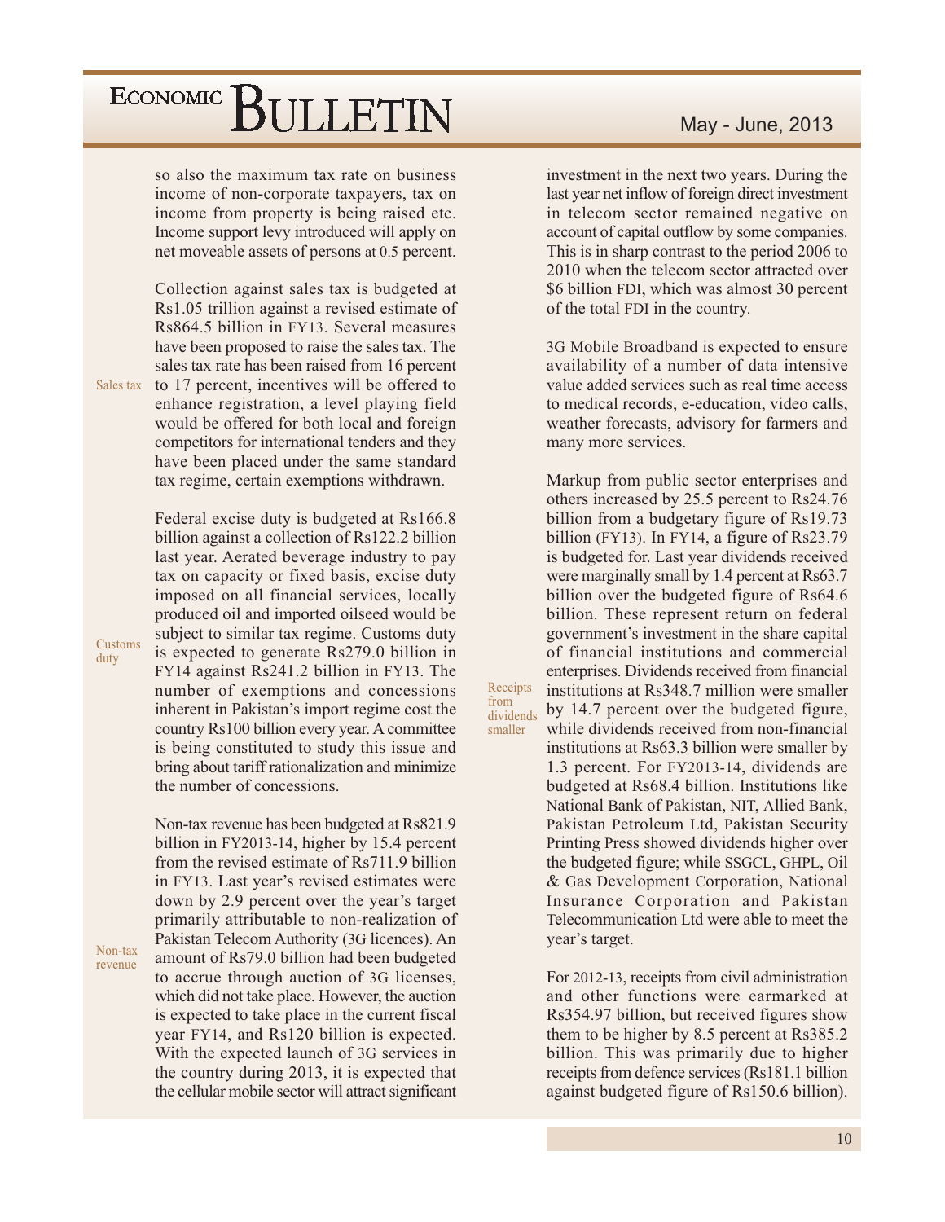so also the maximum tax rate on business income of non-corporate taxpayers, tax on income from property is being raised etc. Income support levy introduced will apply on net moveable assets of persons at 0.5 percent.

**Sales tax**

Collection against sales tax is budgeted at Rs1.05 trillion against a revised estimate of Rs864.5 billion in FY13. Several measures have been proposed to raise the sales tax. The sales tax rate has been raised from 16 percent to 17 percent, incentives will be offered to enhance registration, a level playing field would be offered for both local and foreign competitors for international tenders and they have been placed under the same standard tax regime, certain exemptions withdrawn.

**Customs duty**

Federal excise duty is budgeted at Rs166.8 billion against a collection of Rs122.2 billion last year. Aerated beverage industry to pay tax on capacity or fixed basis, excise duty imposed on all financial services, locally produced oil and imported oilseed would be subject to similar tax regime. Customs duty is expected to generate Rs279.0 billion in FY14 against Rs241.2 billion in FY13. The number of exemptions and concessions inherent in Pakistan's import regime cost the country Rs100 billion every year. A committee is being constituted to study this issue and bring about tariff rationalization and minimize the number of concessions.

**Non-tax revenue**

Non-tax revenue has been budgeted at Rs821.9 billion in FY2013-14, higher by 15.4 percent from the revised estimate of Rs711.9 billion in FY13. Last year's revised estimates were down by 2.9 percent over the year's target primarily attributable to non-realization of Pakistan Telecom Authority (3G licences). An amount of Rs79.0 billion had been budgeted to accrue through auction of 3G licenses, which did not take place. However, the auction is expected to take place in the current fiscal year FY14, and Rs120 billion is expected. With the expected launch of 3G services in the country during 2013, it is expected that the cellular mobile sector will attract significant investment in the next two years. During the last year net inflow of foreign direct investment in telecom sector remained negative on account of capital outflow by some companies. This is in sharp contrast to the period 2006 to 2010 when the telecom sector attracted over $6 billion FDI, which was almost 30 percent of the total FDI in the country.

3G Mobile Broadband is expected to ensure availability of a number of data intensive value added services such as real time access to medical records, e-education, video calls, weather forecasts, advisory for farmers and many more services.

**Receipts from dividends smaller**

Markup from public sector enterprises and others increased by 25.5 percent to Rs24.76 billion from a budgetary figure of Rs19.73 billion (FY13). In FY14, a figure of Rs23.79 is budgeted for. Last year dividends received were marginally small by 1.4 percent at Rs63.7 billion over the budgeted figure of Rs64.6 billion. These represent return on federal government's investment in the share capital of financial institutions and commercial enterprises. Dividends received from financial institutions at Rs348.7 million were smaller by 14.7 percent over the budgeted figure, while dividends received from non-financial institutions at Rs63.3 billion were smaller by 1.3 percent. For FY2013-14, dividends are budgeted at Rs68.4 billion. Institutions like National Bank of Pakistan, NIT, Allied Bank, Pakistan Petroleum Ltd, Pakistan Security Printing Press showed dividends higher over the budgeted figure; while SSGCL, GHPL, Oil & Gas Development Corporation, National Insurance Corporation and Pakistan Telecommunication Ltd were able to meet the year's target.

For 2012-13, receipts from civil administration and other functions were earmarked at Rs354.97 billion, but received figures show them to be higher by 8.5 percent at Rs385.2 billion. This was primarily due to higher receipts from defence services (Rs181.1 billion against budgeted figure of Rs150.6 billion).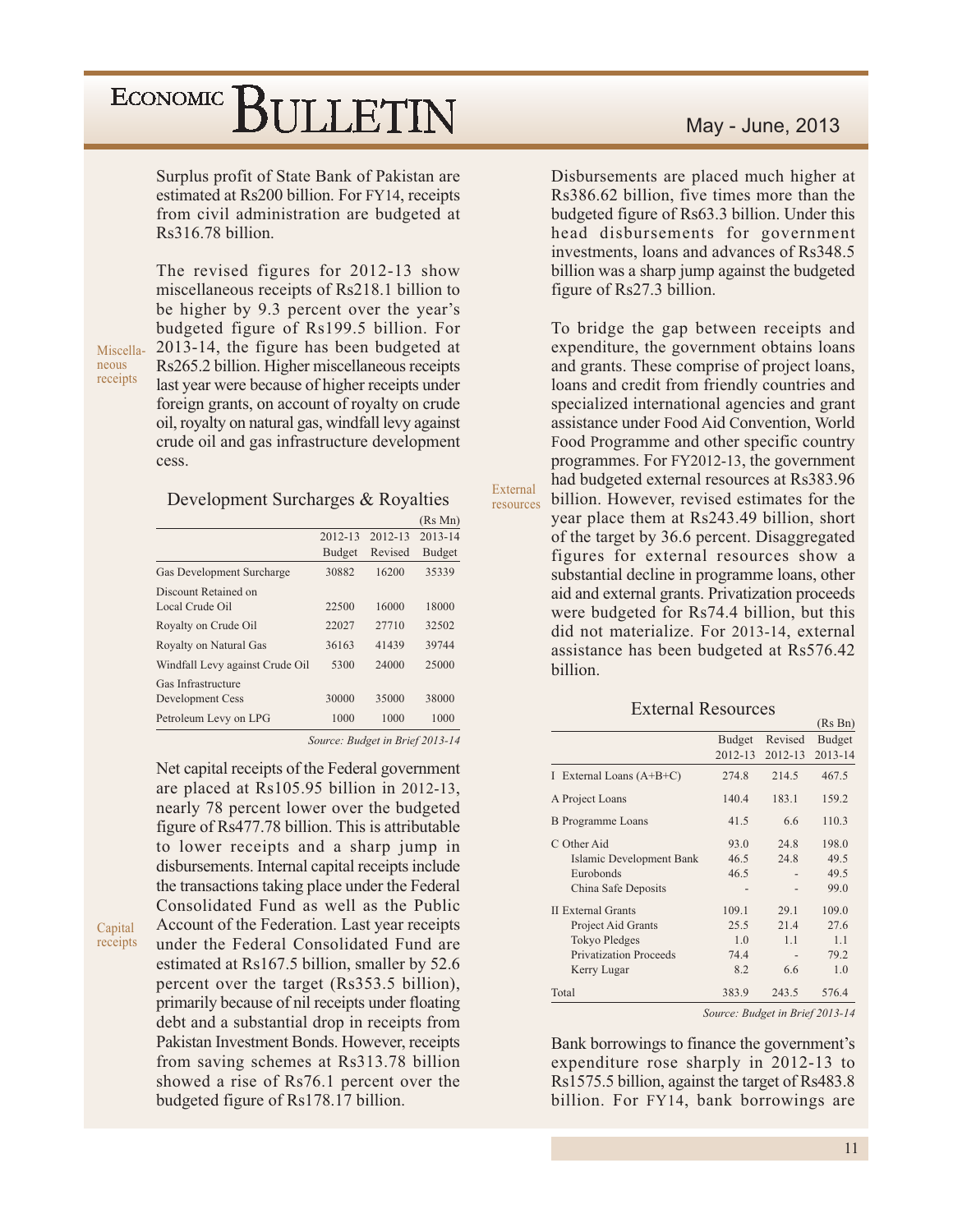Surplus profit of State Bank of Pakistan are estimated at Rs200 billion. For FY14, receipts from civil administration are budgeted at Rs316.78 billion.

**Miscellaneous receipts**

The revised figures for 2012-13 show miscellaneous receipts of Rs218.1 billion to be higher by 9.3 percent over the year's budgeted figure of Rs199.5 billion. For 2013-14, the figure has been budgeted at Rs265.2 billion. Higher miscellaneous receipts last year were because of higher receipts under foreign grants, on account of royalty on crude oil, royalty on natural gas, windfall levy against crude oil and gas infrastructure development cess.

### Development Surcharges & Royalties

(Rs Mn)

| | 2012-13 Budget | 2012-13 Revised | 2013-14 Budget |
|---|---|---|---|
| Gas Development Surcharge | 30882 | 16200 | 35339 |
| Discount Retained on Local Crude Oil | 22500 | 16000 | 18000 |
| Royalty on Crude Oil | 22027 | 27710 | 32502 |
| Royalty on Natural Gas | 36163 | 41439 | 39744 |
| Windfall Levy against Crude Oil | 5300 | 24000 | 25000 |
| Gas Infrastructure Development Cess | 30000 | 35000 | 38000 |
| Petroleum Levy on LPG | 1000 | 1000 | 1000 |

*Source: Budget in Brief 2013-14*

**Capital receipts**

Net capital receipts of the Federal government are placed at Rs105.95 billion in 2012-13, nearly 78 percent lower over the budgeted figure of Rs477.78 billion. This is attributable to lower receipts and a sharp jump in disbursements. Internal capital receipts include the transactions taking place under the Federal Consolidated Fund as well as the Public Account of the Federation. Last year receipts under the Federal Consolidated Fund are estimated at Rs167.5 billion, smaller by 52.6 percent over the target (Rs353.5 billion), primarily because of nil receipts under floating debt and a substantial drop in receipts from Pakistan Investment Bonds. However, receipts from saving schemes at Rs313.78 billion showed a rise of Rs76.1 percent over the budgeted figure of Rs178.17 billion.

Disbursements are placed much higher at Rs386.62 billion, five times more than the budgeted figure of Rs63.3 billion. Under this head disbursements for government investments, loans and advances of Rs348.5 billion was a sharp jump against the budgeted figure of Rs27.3 billion.

**External resources**

To bridge the gap between receipts and expenditure, the government obtains loans and grants. These comprise of project loans, loans and credit from friendly countries and specialized international agencies and grant assistance under Food Aid Convention, World Food Programme and other specific country programmes. For FY2012-13, the government had budgeted external resources at Rs383.96 billion. However, revised estimates for the year place them at Rs243.49 billion, short of the target by 36.6 percent. Disaggregated figures for external resources show a substantial decline in programme loans, other aid and external grants. Privatization proceeds were budgeted for Rs74.4 billion, but this did not materialize. For 2013-14, external assistance has been budgeted at Rs576.42 billion.

### External Resources

(Rs Bn)

| | Budget 2012-13 | Revised 2012-13 | Budget 2013-14 |
|---|---|---|---|
| I External Loans (A+B+C) | 274.8 | 214.5 | 467.5 |
| A Project Loans | 140.4 | 183.1 | 159.2 |
| B Programme Loans | 41.5 | 6.6 | 110.3 |
| C Other Aid | 93.0 | 24.8 | 198.0 |
| Islamic Development Bank | 46.5 | 24.8 | 49.5 |
| Eurobonds | 46.5 | - | 49.5 |
| China Safe Deposits | - | - | 99.0 |
| II External Grants | 109.1 | 29.1 | 109.0 |
| Project Aid Grants | 25.5 | 21.4 | 27.6 |
| Tokyo Pledges | 1.0 | 1.1 | 1.1 |
| Privatization Proceeds | 74.4 | - | 79.2 |
| Kerry Lugar | 8.2 | 6.6 | 1.0 |
| Total | 383.9 | 243.5 | 576.4 |

*Source: Budget in Brief 2013-14*

Bank borrowings to finance the government's expenditure rose sharply in 2012-13 to Rs1575.5 billion, against the target of Rs483.8 billion. For FY14, bank borrowings are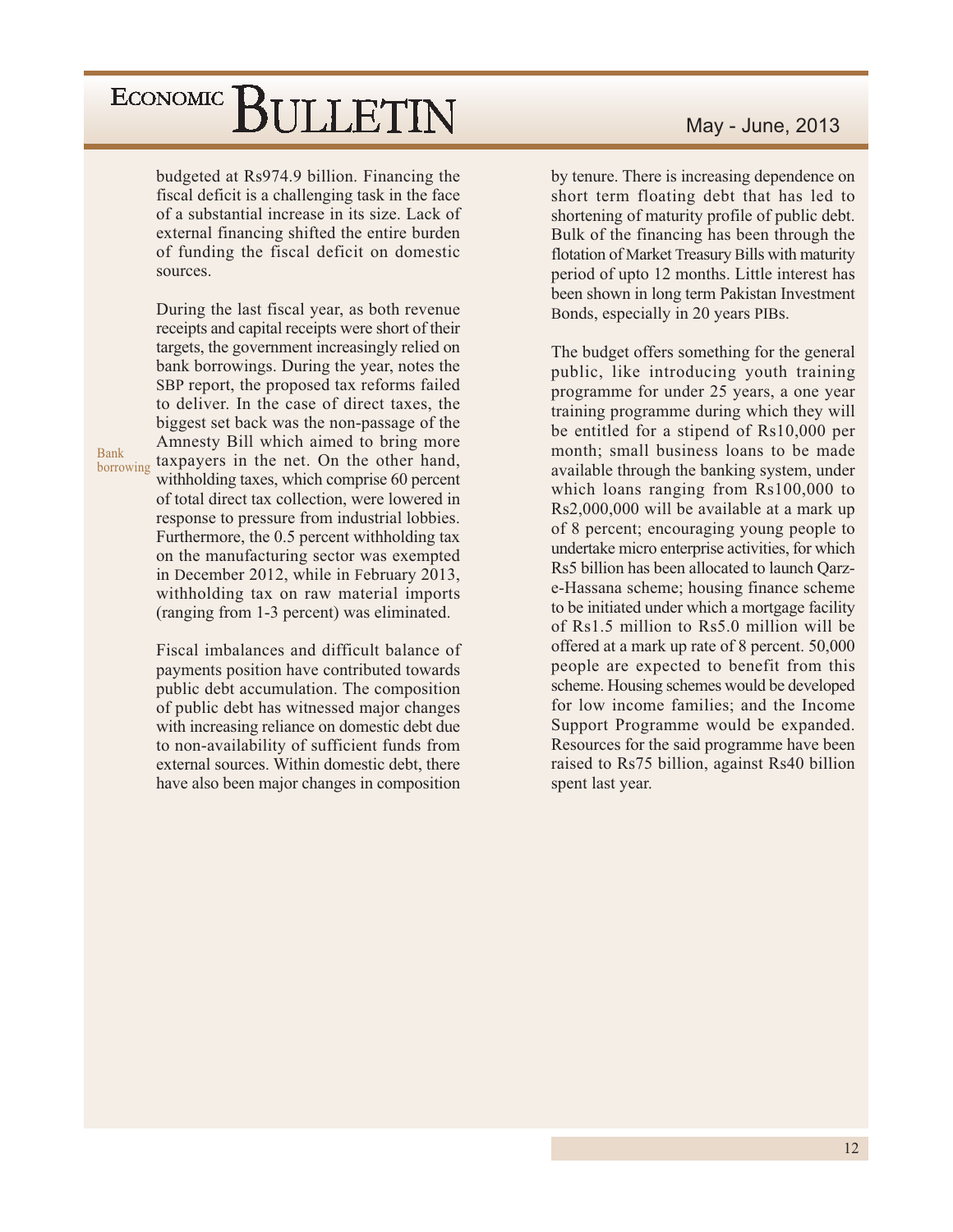budgeted at Rs974.9 billion. Financing the fiscal deficit is a challenging task in the face of a substantial increase in its size. Lack of external financing shifted the entire burden of funding the fiscal deficit on domestic sources.

Bank borrowing

During the last fiscal year, as both revenue receipts and capital receipts were short of their targets, the government increasingly relied on bank borrowings. During the year, notes the SBP report, the proposed tax reforms failed to deliver. In the case of direct taxes, the biggest set back was the non-passage of the Amnesty Bill which aimed to bring more taxpayers in the net. On the other hand, withholding taxes, which comprise 60 percent of total direct tax collection, were lowered in response to pressure from industrial lobbies. Furthermore, the 0.5 percent withholding tax on the manufacturing sector was exempted in December 2012, while in February 2013, withholding tax on raw material imports (ranging from 1-3 percent) was eliminated.

Fiscal imbalances and difficult balance of payments position have contributed towards public debt accumulation. The composition of public debt has witnessed major changes with increasing reliance on domestic debt due to non-availability of sufficient funds from external sources. Within domestic debt, there have also been major changes in composition by tenure. There is increasing dependence on short term floating debt that has led to shortening of maturity profile of public debt. Bulk of the financing has been through the flotation of Market Treasury Bills with maturity period of upto 12 months. Little interest has been shown in long term Pakistan Investment Bonds, especially in 20 years PIBs.

The budget offers something for the general public, like introducing youth training programme for under 25 years, a one year training programme during which they will be entitled for a stipend of Rs10,000 per month; small business loans to be made available through the banking system, under which loans ranging from Rs100,000 to Rs2,000,000 will be available at a mark up of 8 percent; encouraging young people to undertake micro enterprise activities, for which Rs5 billion has been allocated to launch Qarz-e-Hassana scheme; housing finance scheme to be initiated under which a mortgage facility of Rs1.5 million to Rs5.0 million will be offered at a mark up rate of 8 percent. 50,000 people are expected to benefit from this scheme. Housing schemes would be developed for low income families; and the Income Support Programme would be expanded. Resources for the said programme have been raised to Rs75 billion, against Rs40 billion spent last year.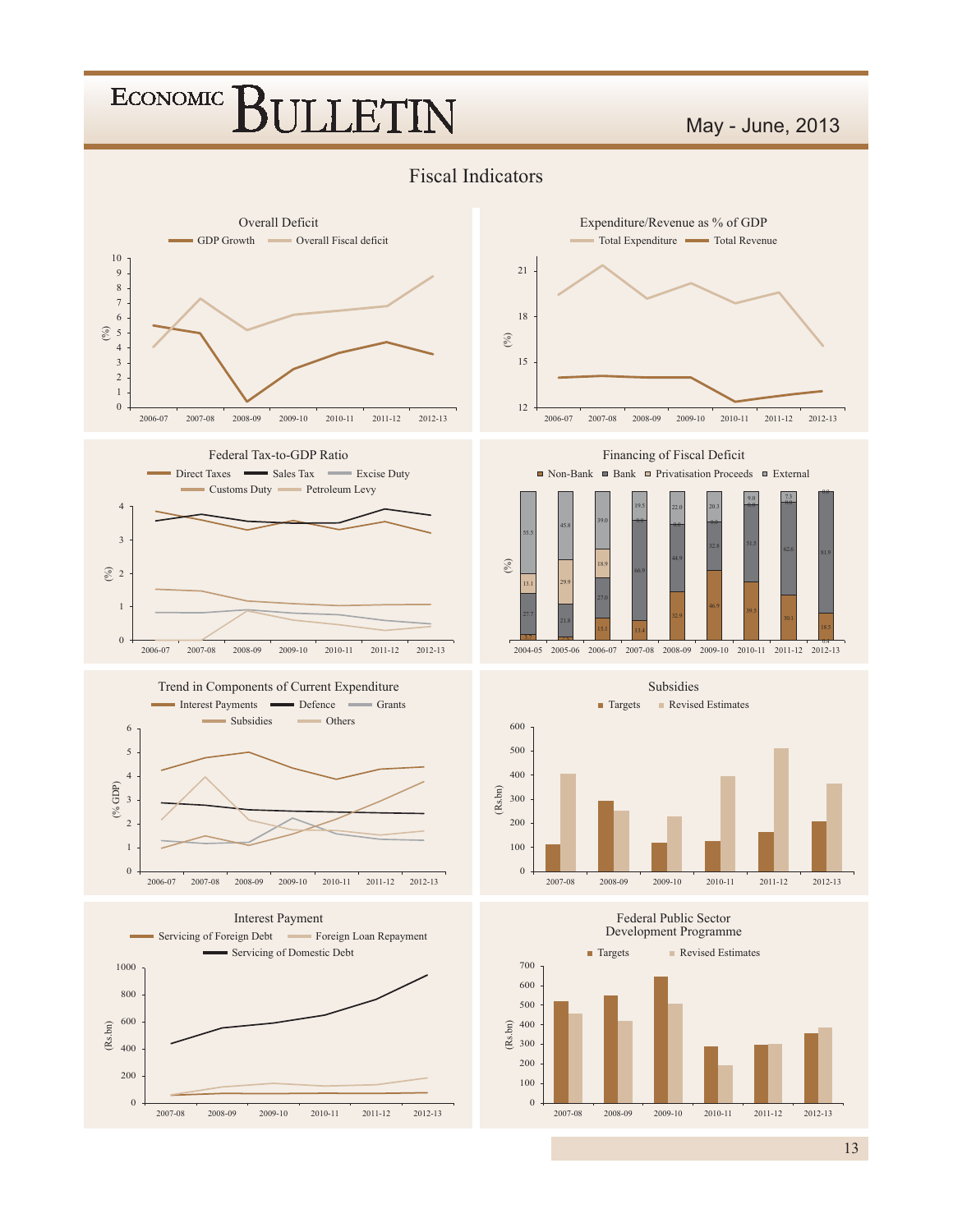# Fiscal Indicators

### Overall Deficit

GDP Growth | Overall Fiscal deficit

(%)

2006-07 | 2007-08 | 2008-09 | 2009-10 | 2010-11 | 2011-12 | 2012-13

### Expenditure/Revenue as % of GDP

Total Expenditure | Total Revenue

(%)

2006-07 | 2007-08 | 2008-09 | 2009-10 | 2010-11 | 2011-12 | 2012-13

### Federal Tax-to-GDP Ratio

Direct Taxes | Sales Tax | Excise Duty | Customs Duty | Petroleum Levy

(%)

2006-07 | 2007-08 | 2008-09 | 2009-10 | 2010-11 | 2011-12 | 2012-13

### Financing of Fiscal Deficit

Non-Bank | Bank | Privatisation Proceeds | External

(%)

2004-05 | 2005-06 | 2006-07 | 2007-08 | 2008-09 | 2009-10 | 2010-11 | 2011-12 | 2012-13

### Trend in Components of Current Expenditure

Interest Payments | Defence | Grants | Subsidies | Others

(% GDP)

2006-07 | 2007-08 | 2008-09 | 2009-10 | 2010-11 | 2011-12 | 2012-13

### Subsidies

Targets | Revised Estimates

(Rs.bn)

2007-08 | 2008-09 | 2009-10 | 2010-11 | 2011-12 | 2012-13

### Interest Payment

Servicing of Foreign Debt | Foreign Loan Repayment | Servicing of Domestic Debt

(Rs.bn)

2007-08 | 2008-09 | 2009-10 | 2010-11 | 2011-12 | 2012-13

### Federal Public Sector Development Programme

Targets | Revised Estimates

(Rs.bn)

2007-08 | 2008-09 | 2009-10 | 2010-11 | 2011-12 | 2012-13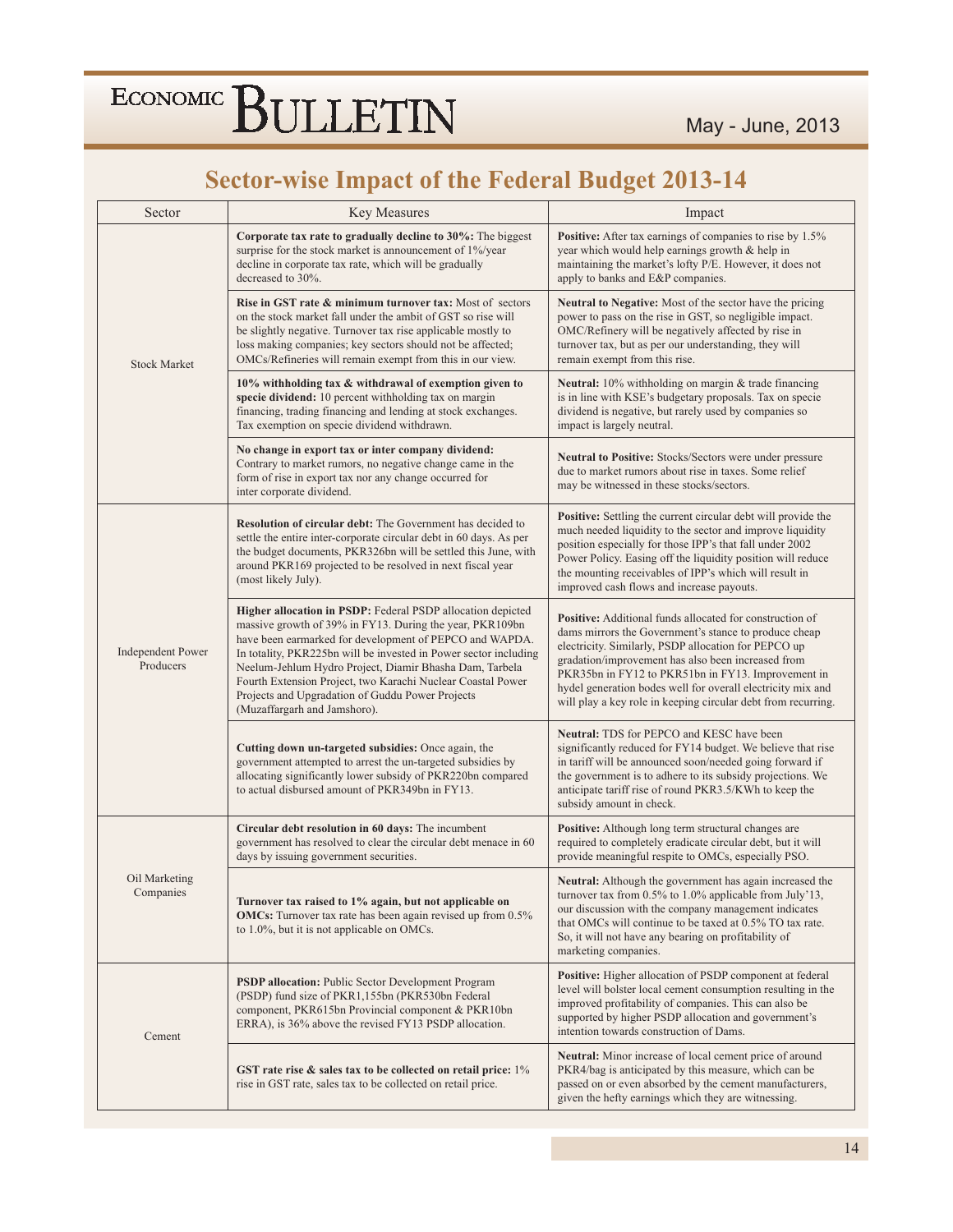## Sector-wise Impact of the Federal Budget 2013-14

| Sector | Key Measures | Impact |
|---|---|---|
| Stock Market | **Corporate tax rate to gradually decline to 30%:** The biggest surprise for the stock market is announcement of 1%/year decline in corporate tax rate, which will be gradually decreased to 30%. | **Positive:** After tax earnings of companies to rise by 1.5% year which would help earnings growth & help in maintaining the market's lofty P/E. However, it does not apply to banks and E&P companies. |
| | **Rise in GST rate & minimum turnover tax:** Most of sectors on the stock market fall under the ambit of GST so rise will be slightly negative. Turnover tax rise applicable mostly to loss making companies; key sectors should not be affected; OMCs/Refineries will remain exempt from this in our view. | **Neutral to Negative:** Most of the sector have the pricing power to pass on the rise in GST, so negligible impact. OMC/Refinery will be negatively affected by rise in turnover tax, but as per our understanding, they will remain exempt from this rise. |
| | **10% withholding tax & withdrawal of exemption given to specie dividend:** 10 percent withholding tax on margin financing, trading financing and lending at stock exchanges. Tax exemption on specie dividend withdrawn. | **Neutral:** 10% withholding on margin & trade financing is in line with KSE's budgetary proposals. Tax on specie dividend is negative, but rarely used by companies so impact is largely neutral. |
| | **No change in export tax or inter company dividend:** Contrary to market rumors, no negative change came in the form of rise in export tax nor any change occurred for inter corporate dividend. | **Neutral to Positive:** Stocks/Sectors were under pressure due to market rumors about rise in taxes. Some relief may be witnessed in these stocks/sectors. |
| Independent Power Producers | **Resolution of circular debt:** The Government has decided to settle the entire inter-corporate circular debt in 60 days. As per the budget documents, PKR326bn will be settled this June, with around PKR169 projected to be resolved in next fiscal year (most likely July). | **Positive:** Settling the current circular debt will provide the much needed liquidity to the sector and improve liquidity position especially for those IPP's that fall under 2002 Power Policy. Easing off the liquidity position will reduce the mounting receivables of IPP's which will result in improved cash flows and increase payouts. |
| | **Higher allocation in PSDP:** Federal PSDP allocation depicted massive growth of 39% in FY13. During the year, PKR109bn have been earmarked for development of PEPCO and WAPDA. In totality, PKR225bn will be invested in Power sector including Neelum-Jehlum Hydro Project, Diamir Bhasha Dam, Tarbela Fourth Extension Project, two Karachi Nuclear Coastal Power Projects and Upgradation of Guddu Power Projects (Muzaffargarh and Jamshoro). | **Positive:** Additional funds allocated for construction of dams mirrors the Government's stance to produce cheap electricity. Similarly, PSDP allocation for PEPCO up gradation/improvement has also been increased from PKR35bn in FY12 to PKR51bn in FY13. Improvement in hydel generation bodes well for overall electricity mix and will play a key role in keeping circular debt from recurring. |
| | **Cutting down un-targeted subsidies:** Once again, the government attempted to arrest the un-targeted subsidies by allocating significantly lower subsidy of PKR220bn compared to actual disbursed amount of PKR349bn in FY13. | **Neutral:** TDS for PEPCO and KESC have been significantly reduced for FY14 budget. We believe that rise in tariff will be announced soon/needed going forward if the government is to adhere to its subsidy projections. We anticipate tariff rise of round PKR3.5/KWh to keep the subsidy amount in check. |
| Oil Marketing Companies | **Circular debt resolution in 60 days:** The incumbent government has resolved to clear the circular debt menace in 60 days by issuing government securities. | **Positive:** Although long term structural changes are required to completely eradicate circular debt, but it will provide meaningful respite to OMCs, especially PSO. |
| | **Turnover tax raised to 1% again, but not applicable on OMCs:** Turnover tax rate has been again revised up from 0.5% to 1.0%, but it is not applicable on OMCs. | **Neutral:** Although the government has again increased the turnover tax from 0.5% to 1.0% applicable from July'13, our discussion with the company management indicates that OMCs will continue to be taxed at 0.5% TO tax rate. So, it will not have any bearing on profitability of marketing companies. |
| Cement | **PSDP allocation:** Public Sector Development Program (PSDP) fund size of PKR1,155bn (PKR530bn Federal component, PKR615bn Provincial component & PKR10bn ERRA), is 36% above the revised FY13 PSDP allocation. | **Positive:** Higher allocation of PSDP component at federal level will bolster local cement consumption resulting in the improved profitability of companies. This can also be supported by higher PSDP allocation and government's intention towards construction of Dams. |
| | **GST rate rise & sales tax to be collected on retail price:** 1% rise in GST rate, sales tax to be collected on retail price. | **Neutral:** Minor increase of local cement price of around PKR4/bag is anticipated by this measure, which can be passed on or even absorbed by the cement manufacturers, given the hefty earnings which they are witnessing. |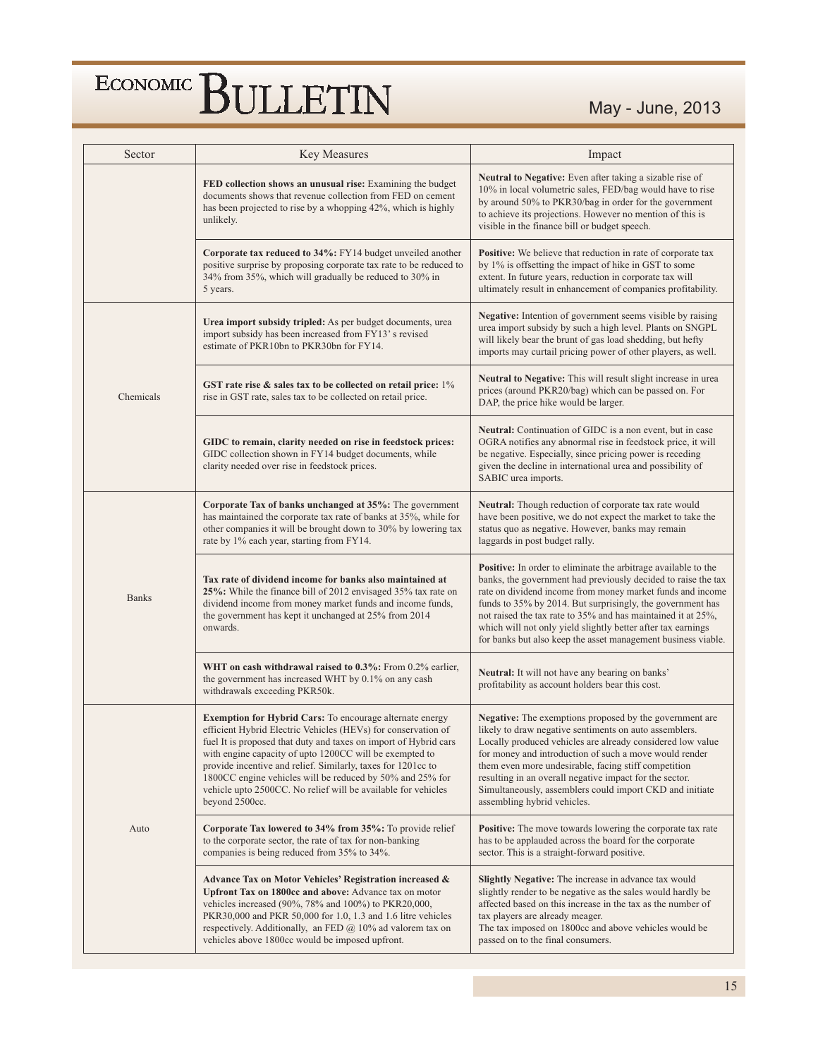| Sector | Key Measures | Impact |
|---|---|---|
| | **FED collection shows an unusual rise:** Examining the budget documents shows that revenue collection from FED on cement has been projected to rise by a whopping 42%, which is highly unlikely. | **Neutral to Negative:** Even after taking a sizable rise of 10% in local volumetric sales, FED/bag would have to rise by around 50% to PKR30/bag in order for the government to achieve its projections. However no mention of this is visible in the finance bill or budget speech. |
| | **Corporate tax reduced to 34%:** FY14 budget unveiled another positive surprise by proposing corporate tax rate to be reduced to 34% from 35%, which will gradually be reduced to 30% in 5 years. | **Positive:** We believe that reduction in rate of corporate tax by 1% is offsetting the impact of hike in GST to some extent. In future years, reduction in corporate tax will ultimately result in enhancement of companies profitability. |
| Chemicals | **Urea import subsidy tripled:** As per budget documents, urea import subsidy has been increased from FY13' s revised estimate of PKR10bn to PKR30bn for FY14. | **Negative:** Intention of government seems visible by raising urea import subsidy by such a high level. Plants on SNGPL will likely bear the brunt of gas load shedding, but hefty imports may curtail pricing power of other players, as well. |
| | **GST rate rise & sales tax to be collected on retail price:** 1% rise in GST rate, sales tax to be collected on retail price. | **Neutral to Negative:** This will result slight increase in urea prices (around PKR20/bag) which can be passed on. For DAP, the price hike would be larger. |
| | **GIDC to remain, clarity needed on rise in feedstock prices:** GIDC collection shown in FY14 budget documents, while clarity needed over rise in feedstock prices. | **Neutral:** Continuation of GIDC is a non event, but in case OGRA notifies any abnormal rise in feedstock price, it will be negative. Especially, since pricing power is receding given the decline in international urea and possibility of SABIC urea imports. |
| Banks | **Corporate Tax of banks unchanged at 35%:** The government has maintained the corporate tax rate of banks at 35%, while for other companies it will be brought down to 30% by lowering tax rate by 1% each year, starting from FY14. | **Neutral:** Though reduction of corporate tax rate would have been positive, we do not expect the market to take the status quo as negative. However, banks may remain laggards in post budget rally. |
| | **Tax rate of dividend income for banks also maintained at 25%:** While the finance bill of 2012 envisaged 35% tax rate on dividend income from money market funds and income funds, the government has kept it unchanged at 25% from 2014 onwards. | **Positive:** In order to eliminate the arbitrage available to the banks, the government had previously decided to raise the tax rate on dividend income from money market funds and income funds to 35% by 2014. But surprisingly, the government has not raised the tax rate to 35% and has maintained it at 25%, which will not only yield slightly better after tax earnings for banks but also keep the asset management business viable. |
| | **WHT on cash withdrawal raised to 0.3%:** From 0.2% earlier, the government has increased WHT by 0.1% on any cash withdrawals exceeding PKR50k. | **Neutral:** It will not have any bearing on banks' profitability as account holders bear this cost. |
| Auto | **Exemption for Hybrid Cars:** To encourage alternate energy efficient Hybrid Electric Vehicles (HEVs) for conservation of fuel It is proposed that duty and taxes on import of Hybrid cars with engine capacity of upto 1200CC will be exempted to provide incentive and relief. Similarly, taxes for 1201cc to 1800CC engine vehicles will be reduced by 50% and 25% for vehicle upto 2500CC. No relief will be available for vehicles beyond 2500cc. | **Negative:** The exemptions proposed by the government are likely to draw negative sentiments on auto assemblers. Locally produced vehicles are already considered low value for money and introduction of such a move would render them even more undesirable, facing stiff competition resulting in an overall negative impact for the sector. Simultaneously, assemblers could import CKD and initiate assembling hybrid vehicles. |
| | **Corporate Tax lowered to 34% from 35%:** To provide relief to the corporate sector, the rate of tax for non-banking companies is being reduced from 35% to 34%. | **Positive:** The move towards lowering the corporate tax rate has to be applauded across the board for the corporate sector. This is a straight-forward positive. |
| | **Advance Tax on Motor Vehicles' Registration increased & Upfront Tax on 1800cc and above:** Advance tax on motor vehicles increased (90%, 78% and 100%) to PKR20,000, PKR30,000 and PKR 50,000 for 1.0, 1.3 and 1.6 litre vehicles respectively. Additionally, an FED @ 10% ad valorem tax on vehicles above 1800cc would be imposed upfront. | **Slightly Negative:** The increase in advance tax would slightly render to be negative as the sales would hardly be affected based on this increase in the tax as the number of tax players are already meager.<br>The tax imposed on 1800cc and above vehicles would be passed on to the final consumers. |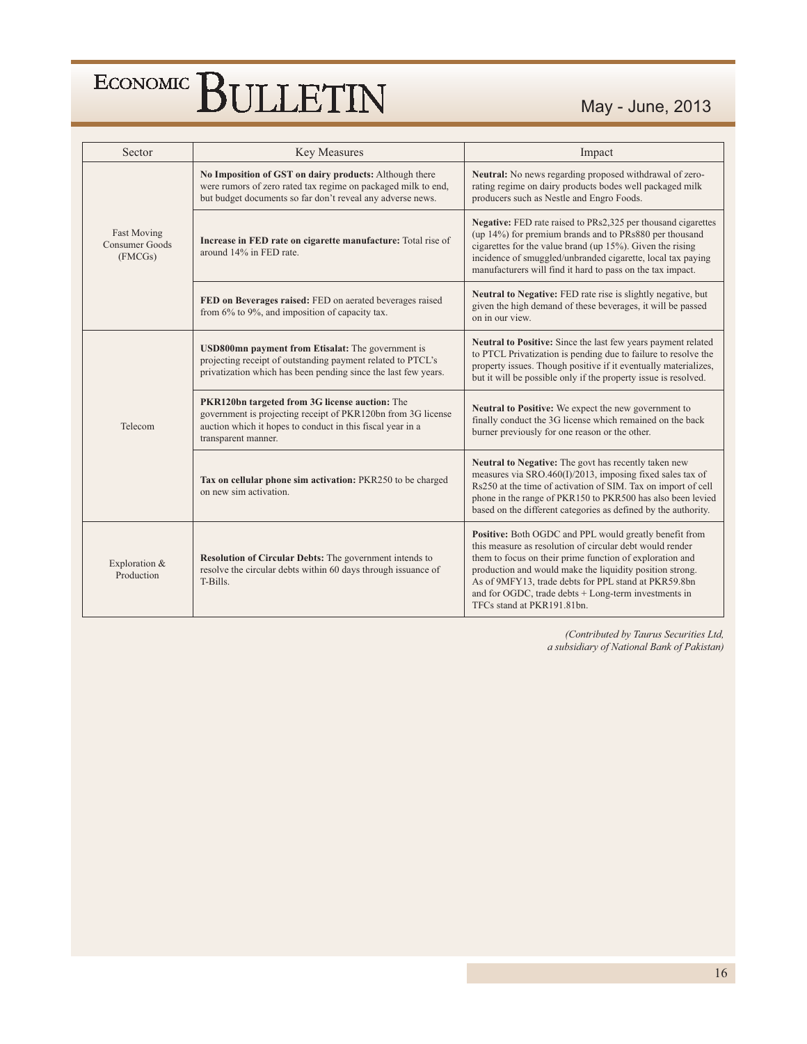| Sector | Key Measures | Impact |
|---|---|---|
| Fast Moving Consumer Goods (FMCGs) | **No Imposition of GST on dairy products:** Although there were rumors of zero rated tax regime on packaged milk to end, but budget documents so far don't reveal any adverse news. | **Neutral:** No news regarding proposed withdrawal of zero-rating regime on dairy products bodes well packaged milk producers such as Nestle and Engro Foods. |
| | **Increase in FED rate on cigarette manufacture:** Total rise of around 14% in FED rate. | **Negative:** FED rate raised to PRs2,325 per thousand cigarettes (up 14%) for premium brands and to PRs880 per thousand cigarettes for the value brand (up 15%). Given the rising incidence of smuggled/unbranded cigarette, local tax paying manufacturers will find it hard to pass on the tax impact. |
| | **FED on Beverages raised:** FED on aerated beverages raised from 6% to 9%, and imposition of capacity tax. | **Neutral to Negative:** FED rate rise is slightly negative, but given the high demand of these beverages, it will be passed on in our view. |
| Telecom | **USD800mn payment from Etisalat:** The government is projecting receipt of outstanding payment related to PTCL's privatization which has been pending since the last few years. | **Neutral to Positive:** Since the last few years payment related to PTCL Privatization is pending due to failure to resolve the property issues. Though positive if it eventually materializes, but it will be possible only if the property issue is resolved. |
| | **PKR120bn targeted from 3G license auction:** The government is projecting receipt of PKR120bn from 3G license auction which it hopes to conduct in this fiscal year in a transparent manner. | **Neutral to Positive:** We expect the new government to finally conduct the 3G license which remained on the back burner previously for one reason or the other. |
| | **Tax on cellular phone sim activation:** PKR250 to be charged on new sim activation. | **Neutral to Negative:** The govt has recently taken new measures via SRO.460(I)/2013, imposing fixed sales tax of Rs250 at the time of activation of SIM. Tax on import of cell phone in the range of PKR150 to PKR500 has also been levied based on the different categories as defined by the authority. |
| Exploration & Production | **Resolution of Circular Debts:** The government intends to resolve the circular debts within 60 days through issuance of T-Bills. | **Positive:** Both OGDC and PPL would greatly benefit from this measure as resolution of circular debt would render them to focus on their prime function of exploration and production and would make the liquidity position strong. As of 9MFY13, trade debts for PPL stand at PKR59.8bn and for OGDC, trade debts + Long-term investments in TFCs stand at PKR191.81bn. |

*(Contributed by Taurus Securities Ltd, a subsidiary of National Bank of Pakistan)*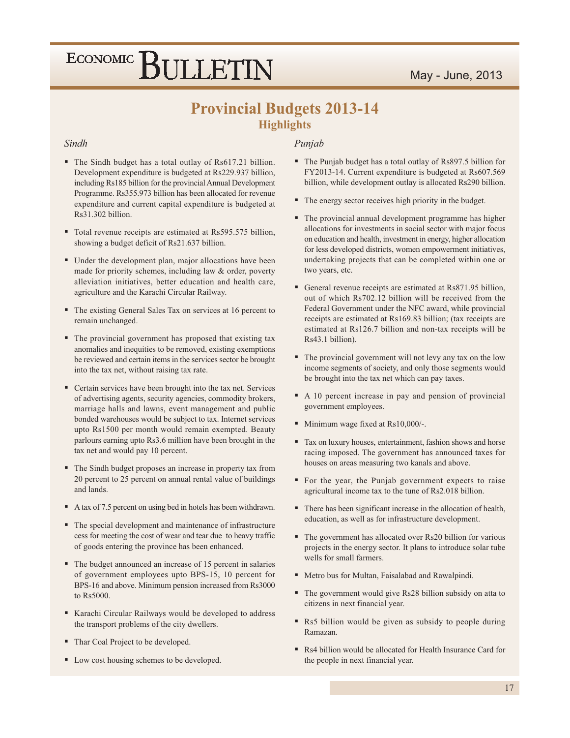# Provincial Budgets 2013-14

## Highlights

### *Sindh*

- The Sindh budget has a total outlay of Rs617.21 billion. Development expenditure is budgeted at Rs229.937 billion, including Rs185 billion for the provincial Annual Development Programme. Rs355.973 billion has been allocated for revenue expenditure and current capital expenditure is budgeted at Rs31.302 billion.
- Total revenue receipts are estimated at Rs595.575 billion, showing a budget deficit of Rs21.637 billion.
- Under the development plan, major allocations have been made for priority schemes, including law & order, poverty alleviation initiatives, better education and health care, agriculture and the Karachi Circular Railway.
- The existing General Sales Tax on services at 16 percent to remain unchanged.
- The provincial government has proposed that existing tax anomalies and inequities to be removed, existing exemptions be reviewed and certain items in the services sector be brought into the tax net, without raising tax rate.
- Certain services have been brought into the tax net. Services of advertising agents, security agencies, commodity brokers, marriage halls and lawns, event management and public bonded warehouses would be subject to tax. Internet services upto Rs1500 per month would remain exempted. Beauty parlours earning upto Rs3.6 million have been brought in the tax net and would pay 10 percent.
- The Sindh budget proposes an increase in property tax from 20 percent to 25 percent on annual rental value of buildings and lands.
- A tax of 7.5 percent on using bed in hotels has been withdrawn.
- The special development and maintenance of infrastructure cess for meeting the cost of wear and tear due to heavy traffic of goods entering the province has been enhanced.
- The budget announced an increase of 15 percent in salaries of government employees upto BPS-15, 10 percent for BPS-16 and above. Minimum pension increased from Rs3000 to Rs5000.
- Karachi Circular Railways would be developed to address the transport problems of the city dwellers.
- Thar Coal Project to be developed.
- Low cost housing schemes to be developed.

### *Punjab*

- The Punjab budget has a total outlay of Rs897.5 billion for FY2013-14. Current expenditure is budgeted at Rs607.569 billion, while development outlay is allocated Rs290 billion.
- The energy sector receives high priority in the budget.
- The provincial annual development programme has higher allocations for investments in social sector with major focus on education and health, investment in energy, higher allocation for less developed districts, women empowerment initiatives, undertaking projects that can be completed within one or two years, etc.
- General revenue receipts are estimated at Rs871.95 billion, out of which Rs702.12 billion will be received from the Federal Government under the NFC award, while provincial receipts are estimated at Rs169.83 billion; (tax receipts are estimated at Rs126.7 billion and non-tax receipts will be Rs43.1 billion).
- The provincial government will not levy any tax on the low income segments of society, and only those segments would be brought into the tax net which can pay taxes.
- A 10 percent increase in pay and pension of provincial government employees.
- Minimum wage fixed at Rs10,000/-.
- Tax on luxury houses, entertainment, fashion shows and horse racing imposed. The government has announced taxes for houses on areas measuring two kanals and above.
- For the year, the Punjab government expects to raise agricultural income tax to the tune of Rs2.018 billion.
- There has been significant increase in the allocation of health, education, as well as for infrastructure development.
- The government has allocated over Rs20 billion for various projects in the energy sector. It plans to introduce solar tube wells for small farmers.
- Metro bus for Multan, Faisalabad and Rawalpindi.
- The government would give Rs28 billion subsidy on atta to citizens in next financial year.
- Rs5 billion would be given as subsidy to people during Ramazan.
- Rs4 billion would be allocated for Health Insurance Card for the people in next financial year.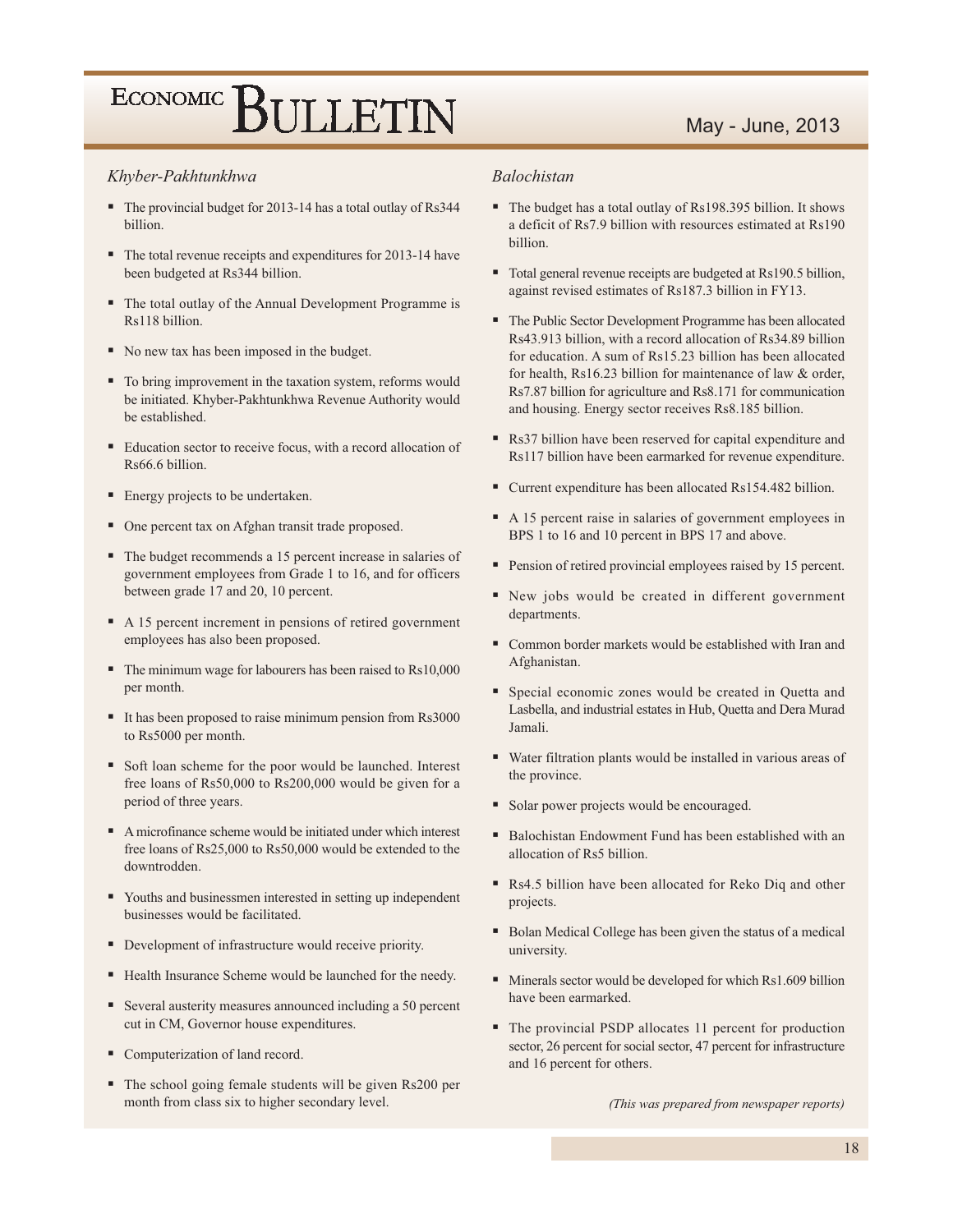### *Khyber-Pakhtunkhwa*

- The provincial budget for 2013-14 has a total outlay of Rs344 billion.
- The total revenue receipts and expenditures for 2013-14 have been budgeted at Rs344 billion.
- The total outlay of the Annual Development Programme is Rs118 billion.
- No new tax has been imposed in the budget.
- To bring improvement in the taxation system, reforms would be initiated. Khyber-Pakhtunkhwa Revenue Authority would be established.
- Education sector to receive focus, with a record allocation of Rs66.6 billion.
- Energy projects to be undertaken.
- One percent tax on Afghan transit trade proposed.
- The budget recommends a 15 percent increase in salaries of government employees from Grade 1 to 16, and for officers between grade 17 and 20, 10 percent.
- A 15 percent increment in pensions of retired government employees has also been proposed.
- The minimum wage for labourers has been raised to Rs10,000 per month.
- It has been proposed to raise minimum pension from Rs3000 to Rs5000 per month.
- Soft loan scheme for the poor would be launched. Interest free loans of Rs50,000 to Rs200,000 would be given for a period of three years.
- A microfinance scheme would be initiated under which interest free loans of Rs25,000 to Rs50,000 would be extended to the downtrodden.
- Youths and businessmen interested in setting up independent businesses would be facilitated.
- Development of infrastructure would receive priority.
- Health Insurance Scheme would be launched for the needy.
- Several austerity measures announced including a 50 percent cut in CM, Governor house expenditures.
- Computerization of land record.
- The school going female students will be given Rs200 per month from class six to higher secondary level.

### *Balochistan*

- The budget has a total outlay of Rs198.395 billion. It shows a deficit of Rs7.9 billion with resources estimated at Rs190 billion.
- Total general revenue receipts are budgeted at Rs190.5 billion, against revised estimates of Rs187.3 billion in FY13.
- The Public Sector Development Programme has been allocated Rs43.913 billion, with a record allocation of Rs34.89 billion for education. A sum of Rs15.23 billion has been allocated for health, Rs16.23 billion for maintenance of law & order, Rs7.87 billion for agriculture and Rs8.171 for communication and housing. Energy sector receives Rs8.185 billion.
- Rs37 billion have been reserved for capital expenditure and Rs117 billion have been earmarked for revenue expenditure.
- Current expenditure has been allocated Rs154.482 billion.
- A 15 percent raise in salaries of government employees in BPS 1 to 16 and 10 percent in BPS 17 and above.
- Pension of retired provincial employees raised by 15 percent.
- New jobs would be created in different government departments.
- Common border markets would be established with Iran and Afghanistan.
- Special economic zones would be created in Quetta and Lasbella, and industrial estates in Hub, Quetta and Dera Murad Jamali.
- Water filtration plants would be installed in various areas of the province.
- Solar power projects would be encouraged.
- Balochistan Endowment Fund has been established with an allocation of Rs5 billion.
- Rs4.5 billion have been allocated for Reko Diq and other projects.
- Bolan Medical College has been given the status of a medical university.
- Minerals sector would be developed for which Rs1.609 billion have been earmarked.
- The provincial PSDP allocates 11 percent for production sector, 26 percent for social sector, 47 percent for infrastructure and 16 percent for others.

*(This was prepared from newspaper reports)*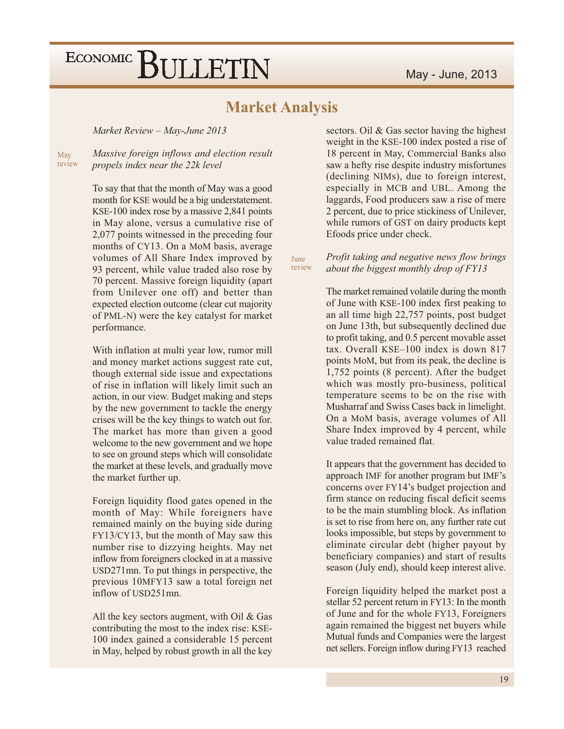# Market Analysis

*Market Review – May-June 2013*

May review

*Massive foreign inflows and election result propels index near the 22k level*

To say that that the month of May was a good month for KSE would be a big understatement. KSE-100 index rose by a massive 2,841 points in May alone, versus a cumulative rise of 2,077 points witnessed in the preceding four months of CY13. On a MoM basis, average volumes of All Share Index improved by 93 percent, while value traded also rose by 70 percent. Massive foreign liquidity (apart from Unilever one off) and better than expected election outcome (clear cut majority of PML-N) were the key catalyst for market performance.

With inflation at multi year low, rumor mill and money market actions suggest rate cut, though external side issue and expectations of rise in inflation will likely limit such an action, in our view. Budget making and steps by the new government to tackle the energy crises will be the key things to watch out for. The market has more than given a good welcome to the new government and we hope to see on ground steps which will consolidate the market at these levels, and gradually move the market further up.

Foreign liquidity flood gates opened in the month of May: While foreigners have remained mainly on the buying side during FY13/CY13, but the month of May saw this number rise to dizzying heights. May net inflow from foreigners clocked in at a massive USD271mn. To put things in perspective, the previous 10MFY13 saw a total foreign net inflow of USD251mn.

All the key sectors augment, with Oil & Gas contributing the most to the index rise: KSE-100 index gained a considerable 15 percent in May, helped by robust growth in all the key sectors. Oil & Gas sector having the highest weight in the KSE-100 index posted a rise of 18 percent in May, Commercial Banks also saw a hefty rise despite industry misfortunes (declining NIMs), due to foreign interest, especially in MCB and UBL. Among the laggards, Food producers saw a rise of mere 2 percent, due to price stickiness of Unilever, while rumors of GST on dairy products kept Efoods price under check.

June review

*Profit taking and negative news flow brings about the biggest monthly drop of FY13*

The market remained volatile during the month of June with KSE-100 index first peaking to an all time high 22,757 points, post budget on June 13th, but subsequently declined due to profit taking, and 0.5 percent movable asset tax. Overall KSE–100 index is down 817 points MoM, but from its peak, the decline is 1,752 points (8 percent). After the budget which was mostly pro-business, political temperature seems to be on the rise with Musharraf and Swiss Cases back in limelight. On a MoM basis, average volumes of All Share Index improved by 4 percent, while value traded remained flat.

It appears that the government has decided to approach IMF for another program but IMF's concerns over FY14's budget projection and firm stance on reducing fiscal deficit seems to be the main stumbling block. As inflation is set to rise from here on, any further rate cut looks impossible, but steps by government to eliminate circular debt (higher payout by beneficiary companies) and start of results season (July end), should keep interest alive.

Foreign liquidity helped the market post a stellar 52 percent return in FY13: In the month of June and for the whole FY13, Foreigners again remained the biggest net buyers while Mutual funds and Companies were the largest net sellers. Foreign inflow during FY13 reached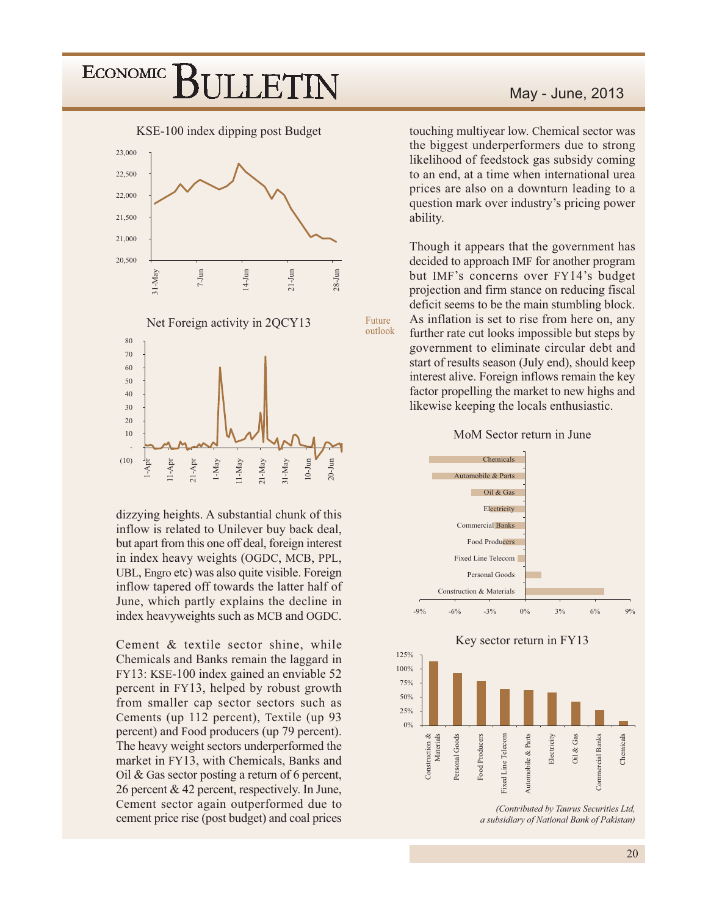KSE-100 index dipping post Budget

Net Foreign activity in 2QCY13

dizzying heights. A substantial chunk of this inflow is related to Unilever buy back deal, but apart from this one off deal, foreign interest in index heavy weights (OGDC, MCB, PPL, UBL, Engro etc) was also quite visible. Foreign inflow tapered off towards the latter half of June, which partly explains the decline in index heavyweights such as MCB and OGDC.

Cement & textile sector shine, while Chemicals and Banks remain the laggard in FY13: KSE-100 index gained an enviable 52 percent in FY13, helped by robust growth from smaller cap sector sectors such as Cements (up 112 percent), Textile (up 93 percent) and Food producers (up 79 percent). The heavy weight sectors underperformed the market in FY13, with Chemicals, Banks and Oil & Gas sector posting a return of 6 percent, 26 percent & 42 percent, respectively. In June, Cement sector again outperformed due to cement price rise (post budget) and coal prices touching multiyear low. Chemical sector was the biggest underperformers due to strong likelihood of feedstock gas subsidy coming to an end, at a time when international urea prices are also on a downturn leading to a question mark over industry's pricing power ability.

**Future outlook**

Though it appears that the government has decided to approach IMF for another program but IMF's concerns over FY14's budget projection and firm stance on reducing fiscal deficit seems to be the main stumbling block. As inflation is set to rise from here on, any further rate cut looks impossible but steps by government to eliminate circular debt and start of results season (July end), should keep interest alive. Foreign inflows remain the key factor propelling the market to new highs and likewise keeping the locals enthusiastic.

MoM Sector return in June

Key sector return in FY13

*(Contributed by Taurus Securities Ltd, a subsidiary of National Bank of Pakistan)*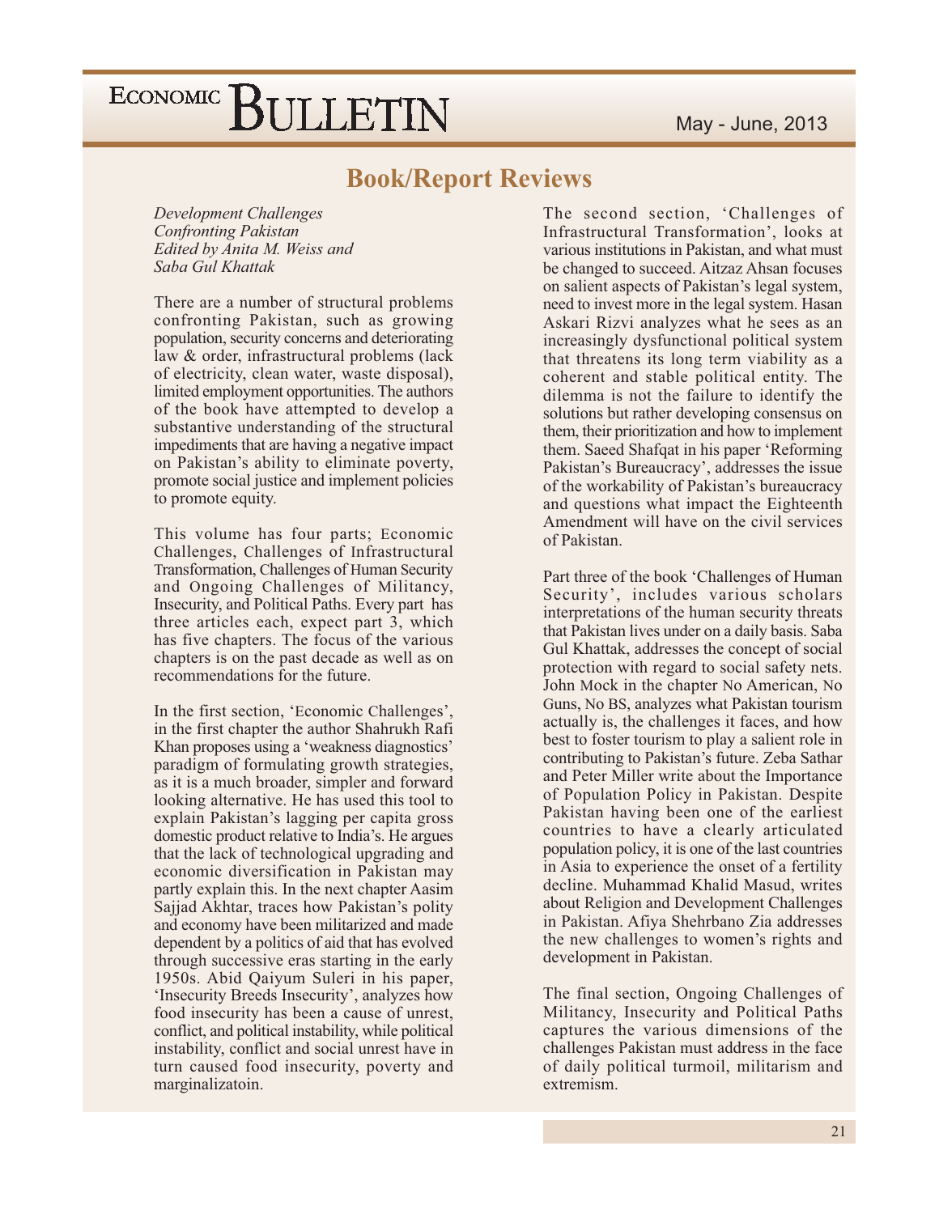# Book/Report Reviews

*Development Challenges Confronting Pakistan*
*Edited by Anita M. Weiss and Saba Gul Khattak*

There are a number of structural problems confronting Pakistan, such as growing population, security concerns and deteriorating law & order, infrastructural problems (lack of electricity, clean water, waste disposal), limited employment opportunities. The authors of the book have attempted to develop a substantive understanding of the structural impediments that are having a negative impact on Pakistan's ability to eliminate poverty, promote social justice and implement policies to promote equity.

This volume has four parts; Economic Challenges, Challenges of Infrastructural Transformation, Challenges of Human Security and Ongoing Challenges of Militancy, Insecurity, and Political Paths. Every part has three articles each, expect part 3, which has five chapters. The focus of the various chapters is on the past decade as well as on recommendations for the future.

In the first section, 'Economic Challenges', in the first chapter the author Shahrukh Rafi Khan proposes using a 'weakness diagnostics' paradigm of formulating growth strategies, as it is a much broader, simpler and forward looking alternative. He has used this tool to explain Pakistan's lagging per capita gross domestic product relative to India's. He argues that the lack of technological upgrading and economic diversification in Pakistan may partly explain this. In the next chapter Aasim Sajjad Akhtar, traces how Pakistan's polity and economy have been militarized and made dependent by a politics of aid that has evolved through successive eras starting in the early 1950s. Abid Qaiyum Suleri in his paper, 'Insecurity Breeds Insecurity', analyzes how food insecurity has been a cause of unrest, conflict, and political instability, while political instability, conflict and social unrest have in turn caused food insecurity, poverty and marginalizatoin.

The second section, 'Challenges of Infrastructural Transformation', looks at various institutions in Pakistan, and what must be changed to succeed. Aitzaz Ahsan focuses on salient aspects of Pakistan's legal system, need to invest more in the legal system. Hasan Askari Rizvi analyzes what he sees as an increasingly dysfunctional political system that threatens its long term viability as a coherent and stable political entity. The dilemma is not the failure to identify the solutions but rather developing consensus on them, their prioritization and how to implement them. Saeed Shafqat in his paper 'Reforming Pakistan's Bureaucracy', addresses the issue of the workability of Pakistan's bureaucracy and questions what impact the Eighteenth Amendment will have on the civil services of Pakistan.

Part three of the book 'Challenges of Human Security', includes various scholars interpretations of the human security threats that Pakistan lives under on a daily basis. Saba Gul Khattak, addresses the concept of social protection with regard to social safety nets. John Mock in the chapter No American, No Guns, No BS, analyzes what Pakistan tourism actually is, the challenges it faces, and how best to foster tourism to play a salient role in contributing to Pakistan's future. Zeba Sathar and Peter Miller write about the Importance of Population Policy in Pakistan. Despite Pakistan having been one of the earliest countries to have a clearly articulated population policy, it is one of the last countries in Asia to experience the onset of a fertility decline. Muhammad Khalid Masud, writes about Religion and Development Challenges in Pakistan. Afiya Shehrbano Zia addresses the new challenges to women's rights and development in Pakistan.

The final section, Ongoing Challenges of Militancy, Insecurity and Political Paths captures the various dimensions of the challenges Pakistan must address in the face of daily political turmoil, militarism and extremism.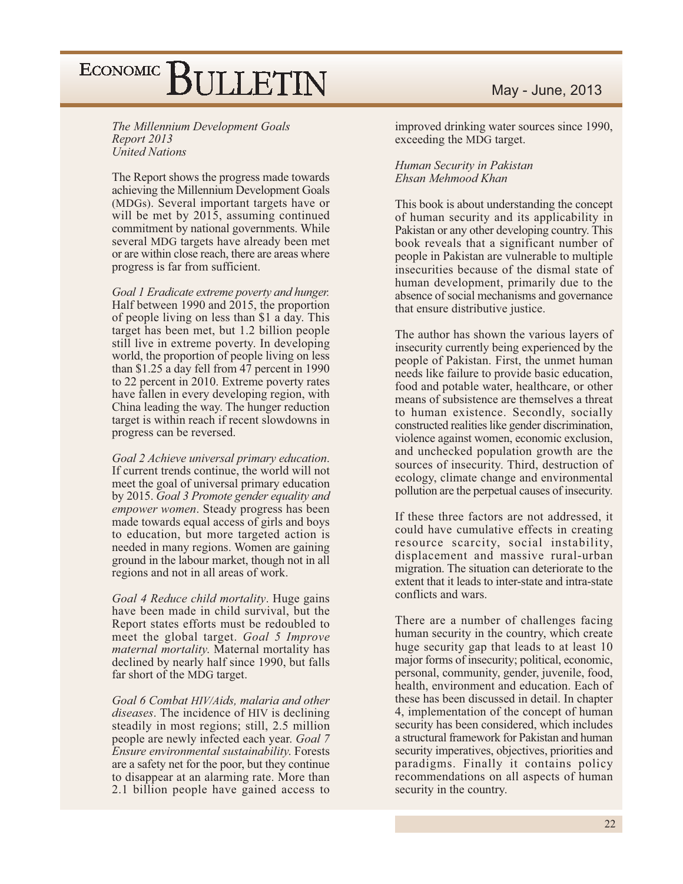*The Millennium Development Goals Report 2013*
*United Nations*

The Report shows the progress made towards achieving the Millennium Development Goals (MDGs). Several important targets have or will be met by 2015, assuming continued commitment by national governments. While several MDG targets have already been met or are within close reach, there are areas where progress is far from sufficient.

*Goal 1 Eradicate extreme poverty and hunger.* Half between 1990 and 2015, the proportion of people living on less than $1 a day. This target has been met, but 1.2 billion people still live in extreme poverty. In developing world, the proportion of people living on less than $1.25 a day fell from 47 percent in 1990 to 22 percent in 2010. Extreme poverty rates have fallen in every developing region, with China leading the way. The hunger reduction target is within reach if recent slowdowns in progress can be reversed.

*Goal 2 Achieve universal primary education*. If current trends continue, the world will not meet the goal of universal primary education by 2015. *Goal 3 Promote gender equality and empower women*. Steady progress has been made towards equal access of girls and boys to education, but more targeted action is needed in many regions. Women are gaining ground in the labour market, though not in all regions and not in all areas of work.

*Goal 4 Reduce child mortality*. Huge gains have been made in child survival, but the Report states efforts must be redoubled to meet the global target. *Goal 5 Improve maternal mortality*. Maternal mortality has declined by nearly half since 1990, but falls far short of the MDG target.

*Goal 6 Combat HIV/Aids, malaria and other diseases*. The incidence of HIV is declining steadily in most regions; still, 2.5 million people are newly infected each year. *Goal 7 Ensure environmental sustainability*. Forests are a safety net for the poor, but they continue to disappear at an alarming rate. More than 2.1 billion people have gained access to improved drinking water sources since 1990, exceeding the MDG target.

*Human Security in Pakistan*
*Ehsan Mehmood Khan*

This book is about understanding the concept of human security and its applicability in Pakistan or any other developing country. This book reveals that a significant number of people in Pakistan are vulnerable to multiple insecurities because of the dismal state of human development, primarily due to the absence of social mechanisms and governance that ensure distributive justice.

The author has shown the various layers of insecurity currently being experienced by the people of Pakistan. First, the unmet human needs like failure to provide basic education, food and potable water, healthcare, or other means of subsistence are themselves a threat to human existence. Secondly, socially constructed realities like gender discrimination, violence against women, economic exclusion, and unchecked population growth are the sources of insecurity. Third, destruction of ecology, climate change and environmental pollution are the perpetual causes of insecurity.

If these three factors are not addressed, it could have cumulative effects in creating resource scarcity, social instability, displacement and massive rural-urban migration. The situation can deteriorate to the extent that it leads to inter-state and intra-state conflicts and wars.

There are a number of challenges facing human security in the country, which create huge security gap that leads to at least 10 major forms of insecurity; political, economic, personal, community, gender, juvenile, food, health, environment and education. Each of these has been discussed in detail. In chapter 4, implementation of the concept of human security has been considered, which includes a structural framework for Pakistan and human security imperatives, objectives, priorities and paradigms. Finally it contains policy recommendations on all aspects of human security in the country.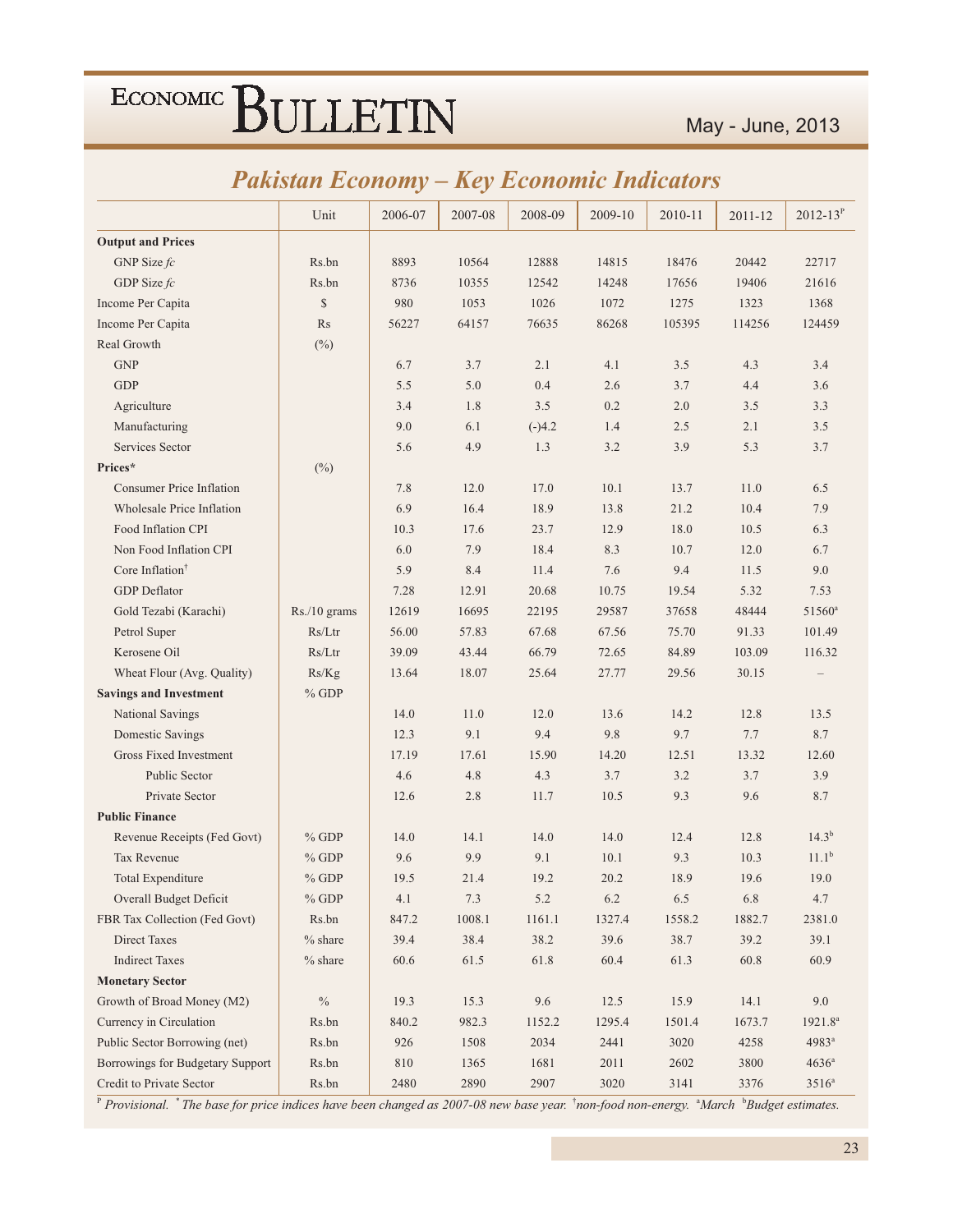## Pakistan Economy – Key Economic Indicators

| | Unit | 2006-07 | 2007-08 | 2008-09 | 2009-10 | 2010-11 | 2011-12 | 2012-13[P] |
|---|---|---|---|---|---|---|---|---|
| **Output and Prices** | | | | | | | | |
| GNP Size *fc* | Rs.bn | 8893 | 10564 | 12888 | 14815 | 18476 | 20442 | 22717 |
| GDP Size *fc* | Rs.bn | 8736 | 10355 | 12542 | 14248 | 17656 | 19406 | 21616 |
| Income Per Capita | $ | 980 | 1053 | 1026 | 1072 | 1275 | 1323 | 1368 |
| Income Per Capita | Rs | 56227 | 64157 | 76635 | 86268 | 105395 | 114256 | 124459 |
| Real Growth | (%) | | | | | | | |
| GNP | | 6.7 | 3.7 | 2.1 | 4.1 | 3.5 | 4.3 | 3.4 |
| GDP | | 5.5 | 5.0 | 0.4 | 2.6 | 3.7 | 4.4 | 3.6 |
| Agriculture | | 3.4 | 1.8 | 3.5 | 0.2 | 2.0 | 3.5 | 3.3 |
| Manufacturing | | 9.0 | 6.1 | (-)4.2 | 1.4 | 2.5 | 2.1 | 3.5 |
| Services Sector | | 5.6 | 4.9 | 1.3 | 3.2 | 3.9 | 5.3 | 3.7 |
| **Prices*** | (%) | | | | | | | |
| Consumer Price Inflation | | 7.8 | 12.0 | 17.0 | 10.1 | 13.7 | 11.0 | 6.5 |
| Wholesale Price Inflation | | 6.9 | 16.4 | 18.9 | 13.8 | 21.2 | 10.4 | 7.9 |
| Food Inflation CPI | | 10.3 | 17.6 | 23.7 | 12.9 | 18.0 | 10.5 | 6.3 |
| Non Food Inflation CPI | | 6.0 | 7.9 | 18.4 | 8.3 | 10.7 | 12.0 | 6.7 |
| Core Inflation[†] | | 5.9 | 8.4 | 11.4 | 7.6 | 9.4 | 11.5 | 9.0 |
| GDP Deflator | | 7.28 | 12.91 | 20.68 | 10.75 | 19.54 | 5.32 | 7.53 |
| Gold Tezabi (Karachi) | Rs./10 grams | 12619 | 16695 | 22195 | 29587 | 37658 | 48444 | 51560[a] |
| Petrol Super | Rs/Ltr | 56.00 | 57.83 | 67.68 | 67.56 | 75.70 | 91.33 | 101.49 |
| Kerosene Oil | Rs/Ltr | 39.09 | 43.44 | 66.79 | 72.65 | 84.89 | 103.09 | 116.32 |
| Wheat Flour (Avg. Quality) | Rs/Kg | 13.64 | 18.07 | 25.64 | 27.77 | 29.56 | 30.15 | – |
| **Savings and Investment** | % GDP | | | | | | | |
| National Savings | | 14.0 | 11.0 | 12.0 | 13.6 | 14.2 | 12.8 | 13.5 |
| Domestic Savings | | 12.3 | 9.1 | 9.4 | 9.8 | 9.7 | 7.7 | 8.7 |
| Gross Fixed Investment | | 17.19 | 17.61 | 15.90 | 14.20 | 12.51 | 13.32 | 12.60 |
| Public Sector | | 4.6 | 4.8 | 4.3 | 3.7 | 3.2 | 3.7 | 3.9 |
| Private Sector | | 12.6 | 2.8 | 11.7 | 10.5 | 9.3 | 9.6 | 8.7 |
| **Public Finance** | | | | | | | | |
| Revenue Receipts (Fed Govt) | % GDP | 14.0 | 14.1 | 14.0 | 14.0 | 12.4 | 12.8 | 14.3[b] |
| Tax Revenue | % GDP | 9.6 | 9.9 | 9.1 | 10.1 | 9.3 | 10.3 | 11.1[b] |
| Total Expenditure | % GDP | 19.5 | 21.4 | 19.2 | 20.2 | 18.9 | 19.6 | 19.0 |
| Overall Budget Deficit | % GDP | 4.1 | 7.3 | 5.2 | 6.2 | 6.5 | 6.8 | 4.7 |
| FBR Tax Collection (Fed Govt) | Rs.bn | 847.2 | 1008.1 | 1161.1 | 1327.4 | 1558.2 | 1882.7 | 2381.0 |
| Direct Taxes | % share | 39.4 | 38.4 | 38.2 | 39.6 | 38.7 | 39.2 | 39.1 |
| Indirect Taxes | % share | 60.6 | 61.5 | 61.8 | 60.4 | 61.3 | 60.8 | 60.9 |
| **Monetary Sector** | | | | | | | | |
| Growth of Broad Money (M2) | % | 19.3 | 15.3 | 9.6 | 12.5 | 15.9 | 14.1 | 9.0 |
| Currency in Circulation | Rs.bn | 840.2 | 982.3 | 1152.2 | 1295.4 | 1501.4 | 1673.7 | 1921.8[a] |
| Public Sector Borrowing (net) | Rs.bn | 926 | 1508 | 2034 | 2441 | 3020 | 4258 | 4983[a] |
| Borrowings for Budgetary Support | Rs.bn | 810 | 1365 | 1681 | 2011 | 2602 | 3800 | 4636[a] |
| Credit to Private Sector | Rs.bn | 2480 | 2890 | 2907 | 3020 | 3141 | 3376 | 3516[a] |

[P] *Provisional.* [*] *The base for price indices have been changed as 2007-08 new base year.* [†]*non-food non-energy.* [a]*March* [b]*Budget estimates.*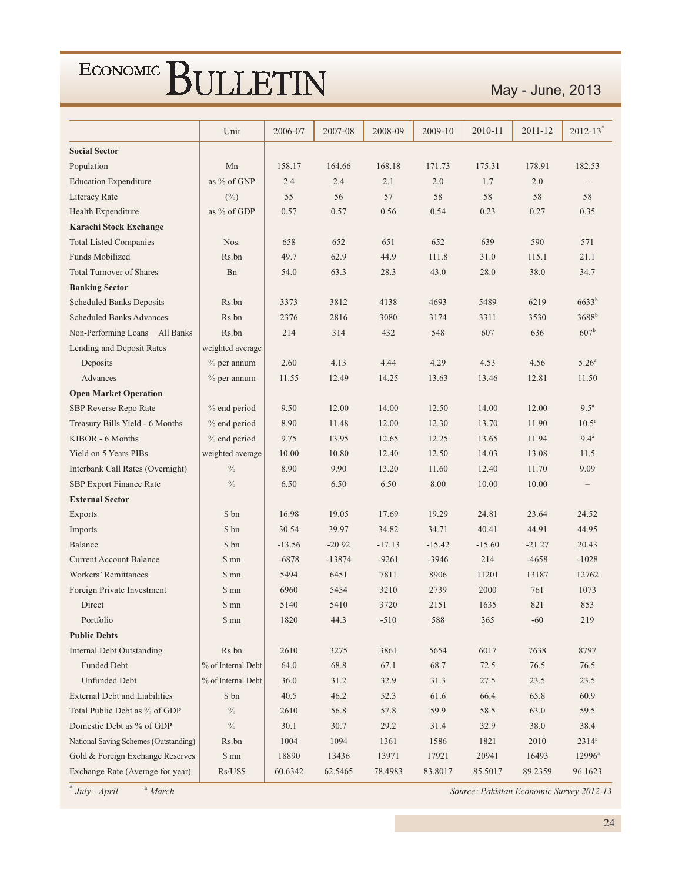| | Unit | 2006-07 | 2007-08 | 2008-09 | 2009-10 | 2010-11 | 2011-12 | 2012-13* |
|---|---|---|---|---|---|---|---|---|
| **Social Sector** | | | | | | | | |
| Population | Mn | 158.17 | 164.66 | 168.18 | 171.73 | 175.31 | 178.91 | 182.53 |
| Education Expenditure | as % of GNP | 2.4 | 2.4 | 2.1 | 2.0 | 1.7 | 2.0 | – |
| Literacy Rate | (%) | 55 | 56 | 57 | 58 | 58 | 58 | 58 |
| Health Expenditure | as % of GDP | 0.57 | 0.57 | 0.56 | 0.54 | 0.23 | 0.27 | 0.35 |
| **Karachi Stock Exchange** | | | | | | | | |
| Total Listed Companies | Nos. | 658 | 652 | 651 | 652 | 639 | 590 | 571 |
| Funds Mobilized | Rs.bn | 49.7 | 62.9 | 44.9 | 111.8 | 31.0 | 115.1 | 21.1 |
| Total Turnover of Shares | Bn | 54.0 | 63.3 | 28.3 | 43.0 | 28.0 | 38.0 | 34.7 |
| **Banking Sector** | | | | | | | | |
| Scheduled Banks Deposits | Rs.bn | 3373 | 3812 | 4138 | 4693 | 5489 | 6219 | 6633[b] |
| Scheduled Banks Advances | Rs.bn | 2376 | 2816 | 3080 | 3174 | 3311 | 3530 | 3688[b] |
| Non-Performing Loans All Banks | Rs.bn | 214 | 314 | 432 | 548 | 607 | 636 | 607[b] |
| Lending and Deposit Rates | weighted average | | | | | | | |
| Deposits | % per annum | 2.60 | 4.13 | 4.44 | 4.29 | 4.53 | 4.56 | 5.26[a] |
| Advances | % per annum | 11.55 | 12.49 | 14.25 | 13.63 | 13.46 | 12.81 | 11.50 |
| **Open Market Operation** | | | | | | | | |
| SBP Reverse Repo Rate | % end period | 9.50 | 12.00 | 14.00 | 12.50 | 14.00 | 12.00 | 9.5[a] |
| Treasury Bills Yield - 6 Months | % end period | 8.90 | 11.48 | 12.00 | 12.30 | 13.70 | 11.90 | 10.5[a] |
| KIBOR - 6 Months | % end period | 9.75 | 13.95 | 12.65 | 12.25 | 13.65 | 11.94 | 9.4[a] |
| Yield on 5 Years PIBs | weighted average | 10.00 | 10.80 | 12.40 | 12.50 | 14.03 | 13.08 | 11.5 |
| Interbank Call Rates (Overnight) | % | 8.90 | 9.90 | 13.20 | 11.60 | 12.40 | 11.70 | 9.09 |
| SBP Export Finance Rate | % | 6.50 | 6.50 | 6.50 | 8.00 | 10.00 | 10.00 | – |
| **External Sector** | | | | | | | | |
| Exports | $ bn | 16.98 | 19.05 | 17.69 | 19.29 | 24.81 | 23.64 | 24.52 |
| Imports | $ bn | 30.54 | 39.97 | 34.82 | 34.71 | 40.41 | 44.91 | 44.95 |
| Balance | $ bn | -13.56 | -20.92 | -17.13 | -15.42 | -15.60 | -21.27 | 20.43 |
| Current Account Balance | $ mn | -6878 | -13874 | -9261 | -3946 | 214 | -4658 | -1028 |
| Workers' Remittances | $ mn | 5494 | 6451 | 7811 | 8906 | 11201 | 13187 | 12762 |
| Foreign Private Investment | $ mn | 6960 | 5454 | 3210 | 2739 | 2000 | 761 | 1073 |
| Direct | $ mn | 5140 | 5410 | 3720 | 2151 | 1635 | 821 | 853 |
| Portfolio | $ mn | 1820 | 44.3 | -510 | 588 | 365 | -60 | 219 |
| **Public Debts** | | | | | | | | |
| Internal Debt Outstanding | Rs.bn | 2610 | 3275 | 3861 | 5654 | 6017 | 7638 | 8797 |
| Funded Debt | % of Internal Debt | 64.0 | 68.8 | 67.1 | 68.7 | 72.5 | 76.5 | 76.5 |
| Unfunded Debt | % of Internal Debt | 36.0 | 31.2 | 32.9 | 31.3 | 27.5 | 23.5 | 23.5 |
| External Debt and Liabilities | $ bn | 40.5 | 46.2 | 52.3 | 61.6 | 66.4 | 65.8 | 60.9 |
| Total Public Debt as % of GDP | % | 2610 | 56.8 | 57.8 | 59.9 | 58.5 | 63.0 | 59.5 |
| Domestic Debt as % of GDP | % | 30.1 | 30.7 | 29.2 | 31.4 | 32.9 | 38.0 | 38.4 |
| National Saving Schemes (Outstanding) | Rs.bn | 1004 | 1094 | 1361 | 1586 | 1821 | 2010 | 2314[a] |
| Gold & Foreign Exchange Reserves | $ mn | 18890 | 13436 | 13971 | 17921 | 20941 | 16493 | 12996[a] |
| Exchange Rate (Average for year) | Rs/US$ | 60.6342 | 62.5465 | 78.4983 | 83.8017 | 85.5017 | 89.2359 | 96.1623 |

\* *July - April* [a] *March*

*Source: Pakistan Economic Survey 2012-13*